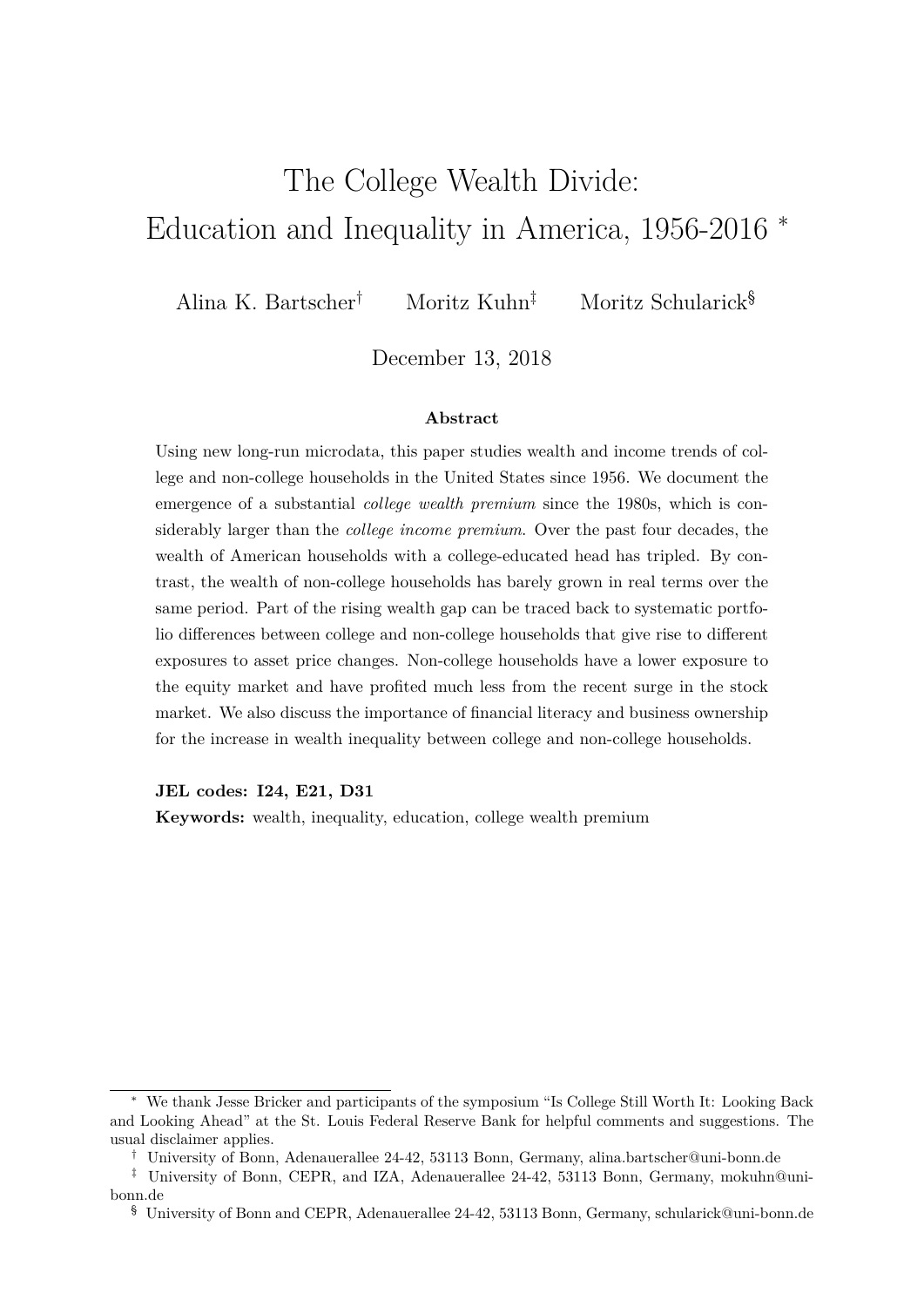# The College Wealth Divide: Education and Inequality in America, 1956-2016 *

Alina K. Bartscher[†] Moritz Kuhn[‡] Moritz Schularick[§]

December 13, 2018

**Abstract**

Using new long-run microdata, this paper studies wealth and income trends of college and non-college households in the United States since 1956. We document the emergence of a substantial *college wealth premium* since the 1980s, which is considerably larger than the *college income premium*. Over the past four decades, the wealth of American households with a college-educated head has tripled. By contrast, the wealth of non-college households has barely grown in real terms over the same period. Part of the rising wealth gap can be traced back to systematic portfolio differences between college and non-college households that give rise to different exposures to asset price changes. Non-college households have a lower exposure to the equity market and have profited much less from the recent surge in the stock market. We also discuss the importance of financial literacy and business ownership for the increase in wealth inequality between college and non-college households.

**JEL codes: I24, E21, D31**

**Keywords:** wealth, inequality, education, college wealth premium

---

* We thank Jesse Bricker and participants of the symposium "Is College Still Worth It: Looking Back and Looking Ahead" at the St. Louis Federal Reserve Bank for helpful comments and suggestions. The usual disclaimer applies.

† University of Bonn, Adenauerallee 24-42, 53113 Bonn, Germany, alina.bartscher@uni-bonn.de

‡ University of Bonn, CEPR, and IZA, Adenauerallee 24-42, 53113 Bonn, Germany, mokuhn@uni-bonn.de

§ University of Bonn and CEPR, Adenauerallee 24-42, 53113 Bonn, Germany, schularick@uni-bonn.de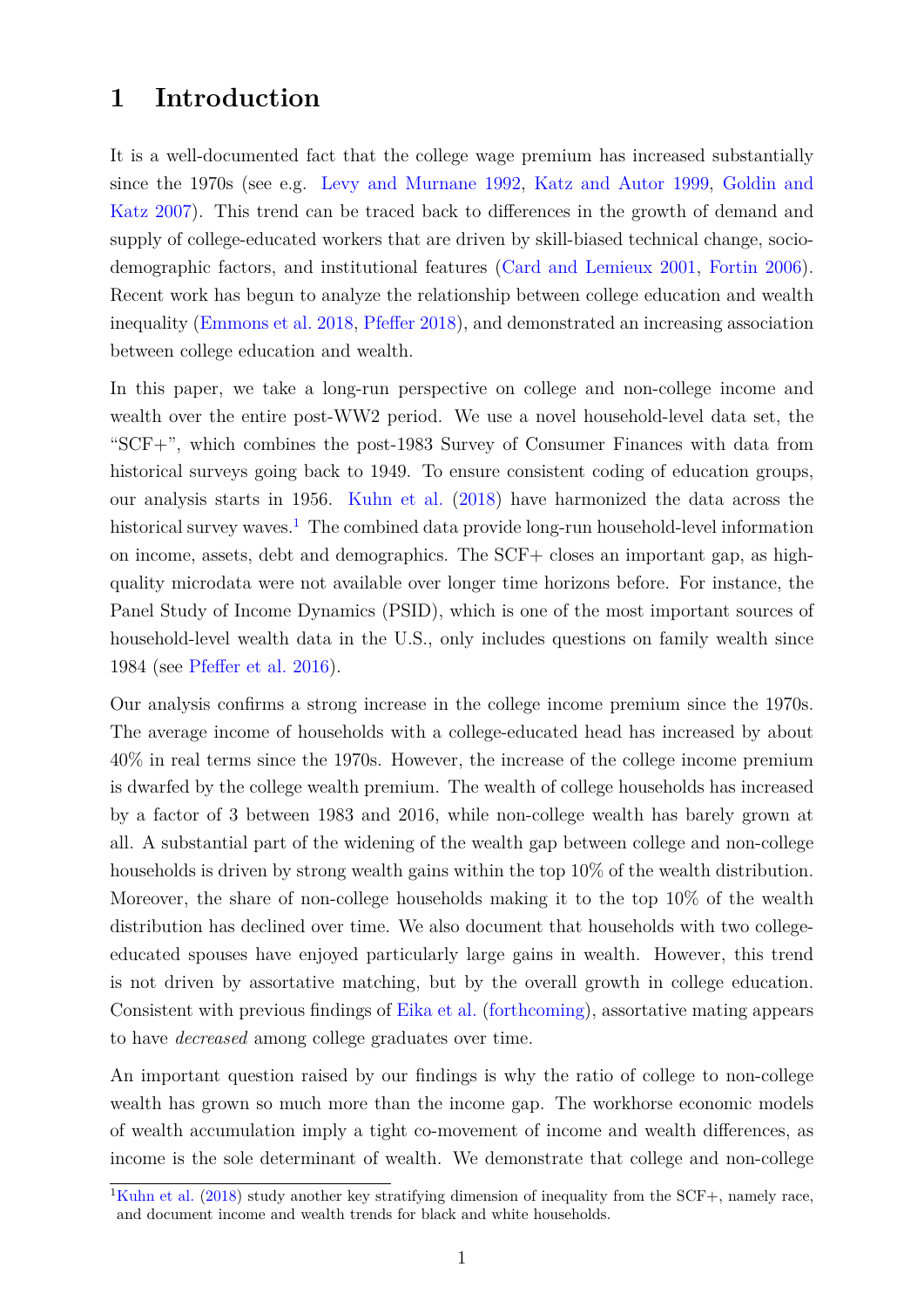# 1 Introduction

It is a well-documented fact that the college wage premium has increased substantially since the 1970s (see e.g. Levy and Murnane 1992, Katz and Autor 1999, Goldin and Katz 2007). This trend can be traced back to differences in the growth of demand and supply of college-educated workers that are driven by skill-biased technical change, socio-demographic factors, and institutional features (Card and Lemieux 2001, Fortin 2006). Recent work has begun to analyze the relationship between college education and wealth inequality (Emmons et al. 2018, Pfeffer 2018), and demonstrated an increasing association between college education and wealth.

In this paper, we take a long-run perspective on college and non-college income and wealth over the entire post-WW2 period. We use a novel household-level data set, the "SCF+", which combines the post-1983 Survey of Consumer Finances with data from historical surveys going back to 1949. To ensure consistent coding of education groups, our analysis starts in 1956. Kuhn et al. (2018) have harmonized the data across the historical survey waves.[1] The combined data provide long-run household-level information on income, assets, debt and demographics. The SCF+ closes an important gap, as high-quality microdata were not available over longer time horizons before. For instance, the Panel Study of Income Dynamics (PSID), which is one of the most important sources of household-level wealth data in the U.S., only includes questions on family wealth since 1984 (see Pfeffer et al. 2016).

Our analysis confirms a strong increase in the college income premium since the 1970s. The average income of households with a college-educated head has increased by about 40% in real terms since the 1970s. However, the increase of the college income premium is dwarfed by the college wealth premium. The wealth of college households has increased by a factor of 3 between 1983 and 2016, while non-college wealth has barely grown at all. A substantial part of the widening of the wealth gap between college and non-college households is driven by strong wealth gains within the top 10% of the wealth distribution. Moreover, the share of non-college households making it to the top 10% of the wealth distribution has declined over time. We also document that households with two college-educated spouses have enjoyed particularly large gains in wealth. However, this trend is not driven by assortative matching, but by the overall growth in college education. Consistent with previous findings of Eika et al. (forthcoming), assortative mating appears to have *decreased* among college graduates over time.

An important question raised by our findings is why the ratio of college to non-college wealth has grown so much more than the income gap. The workhorse economic models of wealth accumulation imply a tight co-movement of income and wealth differences, as income is the sole determinant of wealth. We demonstrate that college and non-college

[1] Kuhn et al. (2018) study another key stratifying dimension of inequality from the SCF+, namely race, and document income and wealth trends for black and white households.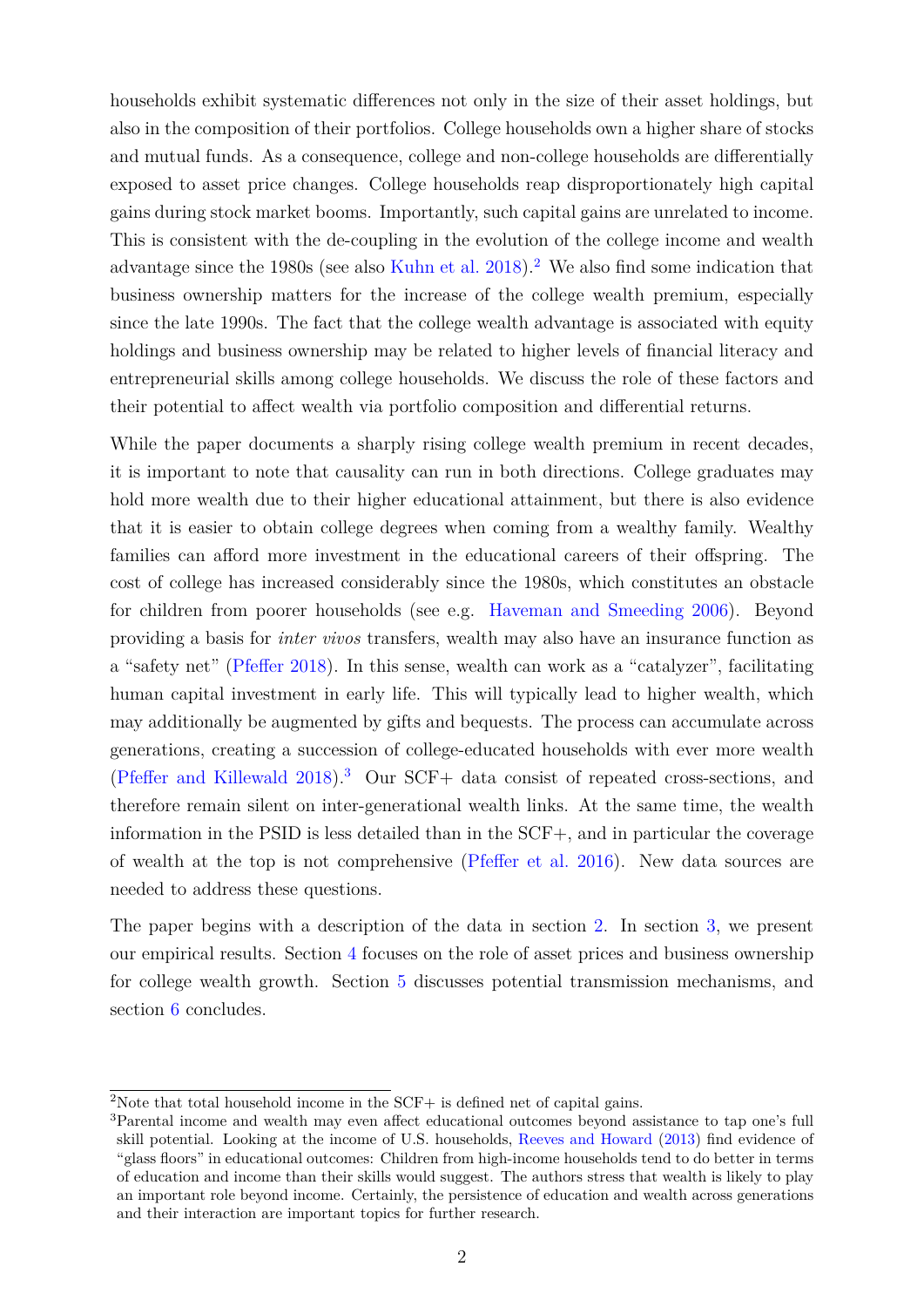households exhibit systematic differences not only in the size of their asset holdings, but also in the composition of their portfolios. College households own a higher share of stocks and mutual funds. As a consequence, college and non-college households are differentially exposed to asset price changes. College households reap disproportionately high capital gains during stock market booms. Importantly, such capital gains are unrelated to income. This is consistent with the de-coupling in the evolution of the college income and wealth advantage since the 1980s (see also Kuhn et al. 2018).[2] We also find some indication that business ownership matters for the increase of the college wealth premium, especially since the late 1990s. The fact that the college wealth advantage is associated with equity holdings and business ownership may be related to higher levels of financial literacy and entrepreneurial skills among college households. We discuss the role of these factors and their potential to affect wealth via portfolio composition and differential returns.

While the paper documents a sharply rising college wealth premium in recent decades, it is important to note that causality can run in both directions. College graduates may hold more wealth due to their higher educational attainment, but there is also evidence that it is easier to obtain college degrees when coming from a wealthy family. Wealthy families can afford more investment in the educational careers of their offspring. The cost of college has increased considerably since the 1980s, which constitutes an obstacle for children from poorer households (see e.g. Haveman and Smeeding 2006). Beyond providing a basis for *inter vivos* transfers, wealth may also have an insurance function as a "safety net" (Pfeffer 2018). In this sense, wealth can work as a "catalyzer", facilitating human capital investment in early life. This will typically lead to higher wealth, which may additionally be augmented by gifts and bequests. The process can accumulate across generations, creating a succession of college-educated households with ever more wealth (Pfeffer and Killewald 2018).[3] Our SCF+ data consist of repeated cross-sections, and therefore remain silent on inter-generational wealth links. At the same time, the wealth information in the PSID is less detailed than in the SCF+, and in particular the coverage of wealth at the top is not comprehensive (Pfeffer et al. 2016). New data sources are needed to address these questions.

The paper begins with a description of the data in section 2. In section 3, we present our empirical results. Section 4 focuses on the role of asset prices and business ownership for college wealth growth. Section 5 discusses potential transmission mechanisms, and section 6 concludes.

---

[2] Note that total household income in the SCF+ is defined net of capital gains.

[3] Parental income and wealth may even affect educational outcomes beyond assistance to tap one's full skill potential. Looking at the income of U.S. households, Reeves and Howard (2013) find evidence of "glass floors" in educational outcomes: Children from high-income households tend to do better in terms of education and income than their skills would suggest. The authors stress that wealth is likely to play an important role beyond income. Certainly, the persistence of education and wealth across generations and their interaction are important topics for further research.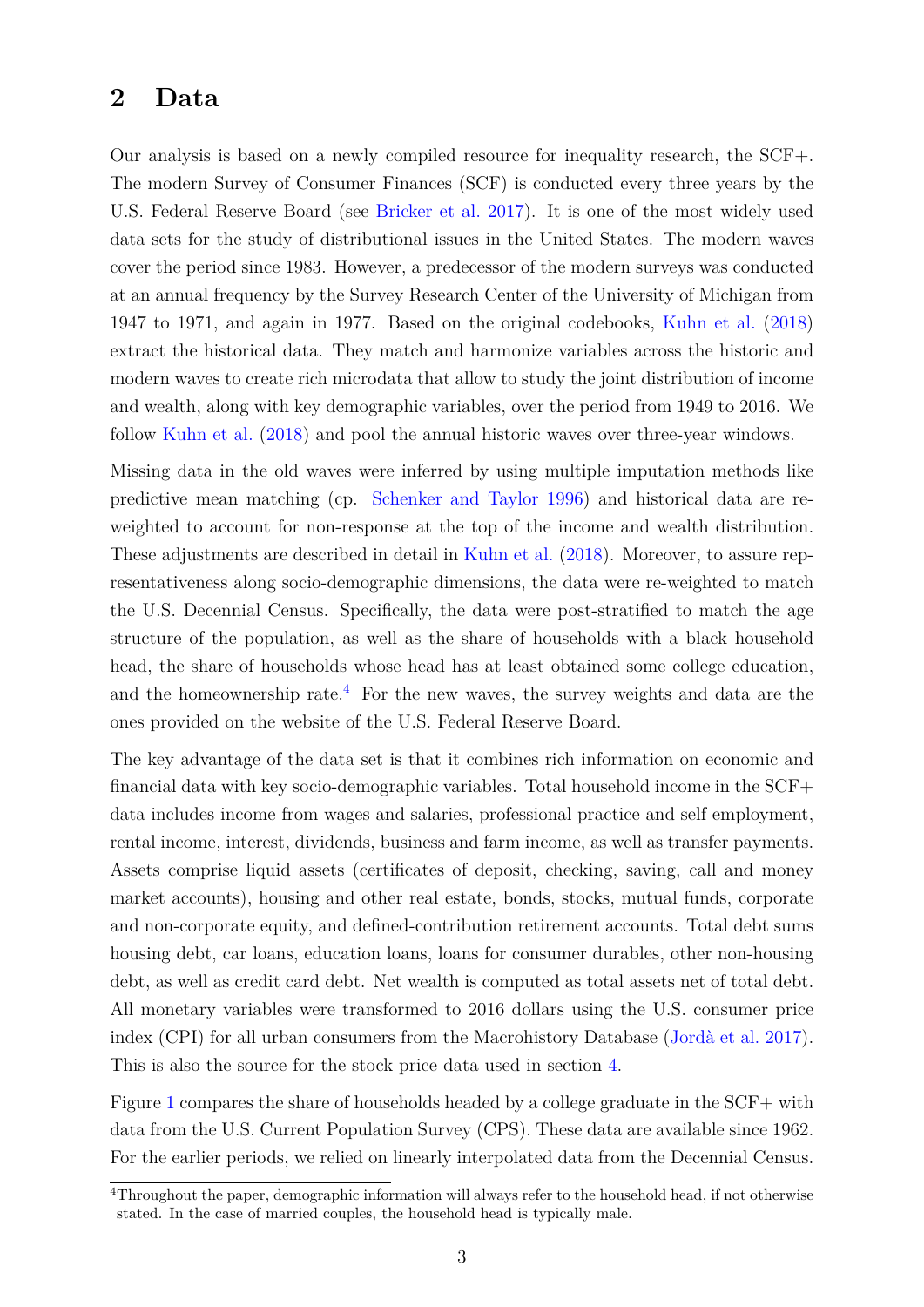## 2 Data

Our analysis is based on a newly compiled resource for inequality research, the SCF+. The modern Survey of Consumer Finances (SCF) is conducted every three years by the U.S. Federal Reserve Board (see Bricker et al. 2017). It is one of the most widely used data sets for the study of distributional issues in the United States. The modern waves cover the period since 1983. However, a predecessor of the modern surveys was conducted at an annual frequency by the Survey Research Center of the University of Michigan from 1947 to 1971, and again in 1977. Based on the original codebooks, Kuhn et al. (2018) extract the historical data. They match and harmonize variables across the historic and modern waves to create rich microdata that allow to study the joint distribution of income and wealth, along with key demographic variables, over the period from 1949 to 2016. We follow Kuhn et al. (2018) and pool the annual historic waves over three-year windows.

Missing data in the old waves were inferred by using multiple imputation methods like predictive mean matching (cp. Schenker and Taylor 1996) and historical data are re-weighted to account for non-response at the top of the income and wealth distribution. These adjustments are described in detail in Kuhn et al. (2018). Moreover, to assure representativeness along socio-demographic dimensions, the data were re-weighted to match the U.S. Decennial Census. Specifically, the data were post-stratified to match the age structure of the population, as well as the share of households with a black household head, the share of households whose head has at least obtained some college education, and the homeownership rate.[4] For the new waves, the survey weights and data are the ones provided on the website of the U.S. Federal Reserve Board.

The key advantage of the data set is that it combines rich information on economic and financial data with key socio-demographic variables. Total household income in the SCF+ data includes income from wages and salaries, professional practice and self employment, rental income, interest, dividends, business and farm income, as well as transfer payments. Assets comprise liquid assets (certificates of deposit, checking, saving, call and money market accounts), housing and other real estate, bonds, stocks, mutual funds, corporate and non-corporate equity, and defined-contribution retirement accounts. Total debt sums housing debt, car loans, education loans, loans for consumer durables, other non-housing debt, as well as credit card debt. Net wealth is computed as total assets net of total debt. All monetary variables were transformed to 2016 dollars using the U.S. consumer price index (CPI) for all urban consumers from the Macrohistory Database (Jordà et al. 2017). This is also the source for the stock price data used in section 4.

Figure 1 compares the share of households headed by a college graduate in the SCF+ with data from the U.S. Current Population Survey (CPS). These data are available since 1962. For the earlier periods, we relied on linearly interpolated data from the Decennial Census.

[4] Throughout the paper, demographic information will always refer to the household head, if not otherwise stated. In the case of married couples, the household head is typically male.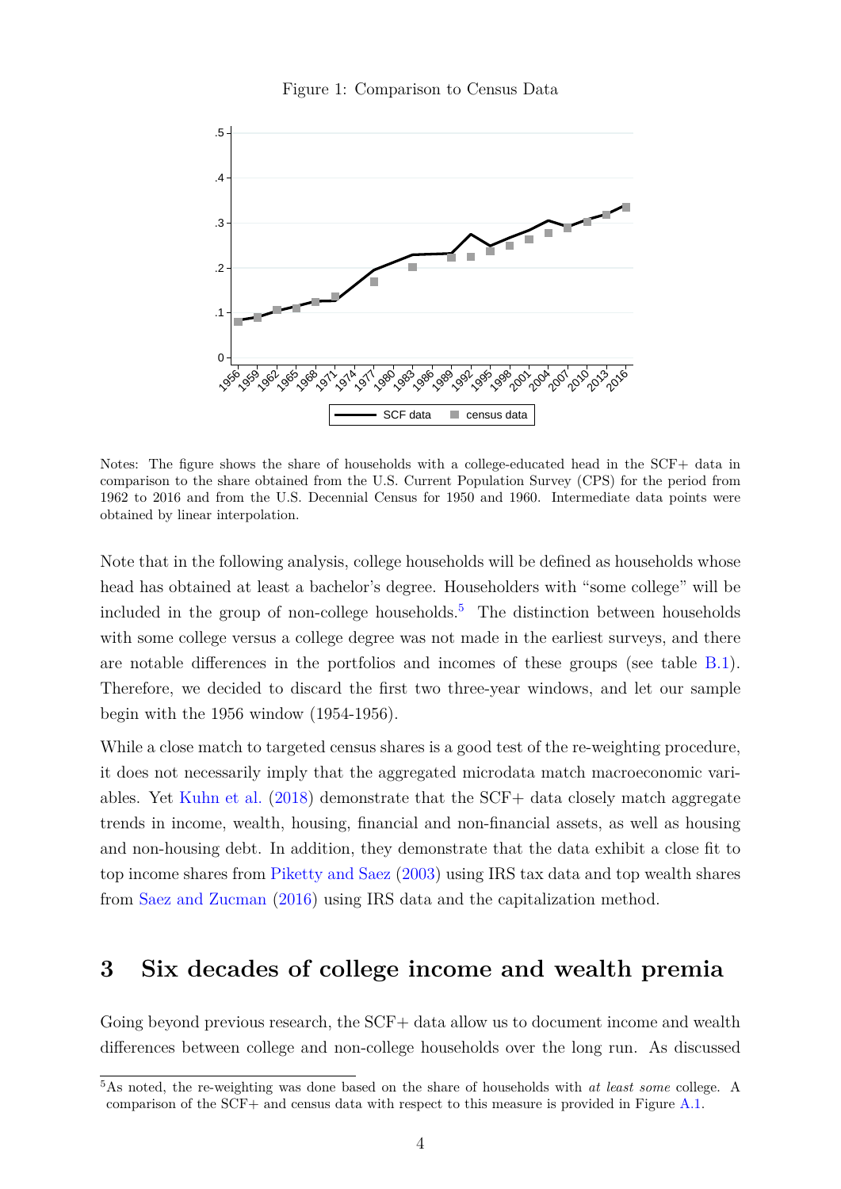Figure 1: Comparison to Census Data

Notes: The figure shows the share of households with a college-educated head in the SCF+ data in comparison to the share obtained from the U.S. Current Population Survey (CPS) for the period from 1962 to 2016 and from the U.S. Decennial Census for 1950 and 1960. Intermediate data points were obtained by linear interpolation.

Note that in the following analysis, college households will be defined as households whose head has obtained at least a bachelor's degree. Householders with "some college" will be included in the group of non-college households.[5] The distinction between households with some college versus a college degree was not made in the earliest surveys, and there are notable differences in the portfolios and incomes of these groups (see table B.1). Therefore, we decided to discard the first two three-year windows, and let our sample begin with the 1956 window (1954-1956).

While a close match to targeted census shares is a good test of the re-weighting procedure, it does not necessarily imply that the aggregated microdata match macroeconomic variables. Yet Kuhn et al. (2018) demonstrate that the SCF+ data closely match aggregate trends in income, wealth, housing, financial and non-financial assets, as well as housing and non-housing debt. In addition, they demonstrate that the data exhibit a close fit to top income shares from Piketty and Saez (2003) using IRS tax data and top wealth shares from Saez and Zucman (2016) using IRS data and the capitalization method.

# 3 Six decades of college income and wealth premia

Going beyond previous research, the SCF+ data allow us to document income and wealth differences between college and non-college households over the long run. As discussed

[5] As noted, the re-weighting was done based on the share of households with *at least some* college. A comparison of the SCF+ and census data with respect to this measure is provided in Figure A.1.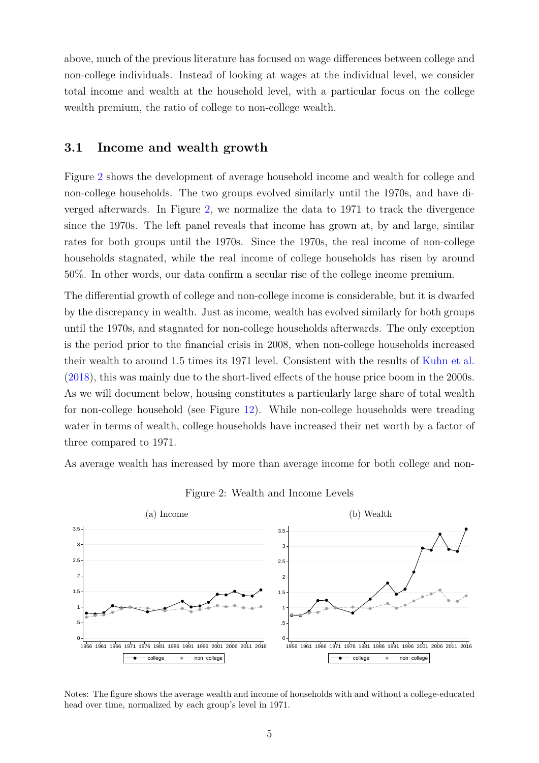above, much of the previous literature has focused on wage differences between college and non-college individuals. Instead of looking at wages at the individual level, we consider total income and wealth at the household level, with a particular focus on the college wealth premium, the ratio of college to non-college wealth.

## 3.1 Income and wealth growth

Figure 2 shows the development of average household income and wealth for college and non-college households. The two groups evolved similarly until the 1970s, and have diverged afterwards. In Figure 2, we normalize the data to 1971 to track the divergence since the 1970s. The left panel reveals that income has grown at, by and large, similar rates for both groups until the 1970s. Since the 1970s, the real income of non-college households stagnated, while the real income of college households has risen by around 50%. In other words, our data confirm a secular rise of the college income premium.

The differential growth of college and non-college income is considerable, but it is dwarfed by the discrepancy in wealth. Just as income, wealth has evolved similarly for both groups until the 1970s, and stagnated for non-college households afterwards. The only exception is the period prior to the financial crisis in 2008, when non-college households increased their wealth to around 1.5 times its 1971 level. Consistent with the results of Kuhn et al. (2018), this was mainly due to the short-lived effects of the house price boom in the 2000s. As we will document below, housing constitutes a particularly large share of total wealth for non-college household (see Figure 12). While non-college households were treading water in terms of wealth, college households have increased their net worth by a factor of three compared to 1971.

As average wealth has increased by more than average income for both college and non-

Figure 2: Wealth and Income Levels

(a) Income

(b) Wealth

Notes: The figure shows the average wealth and income of households with and without a college-educated head over time, normalized by each group's level in 1971.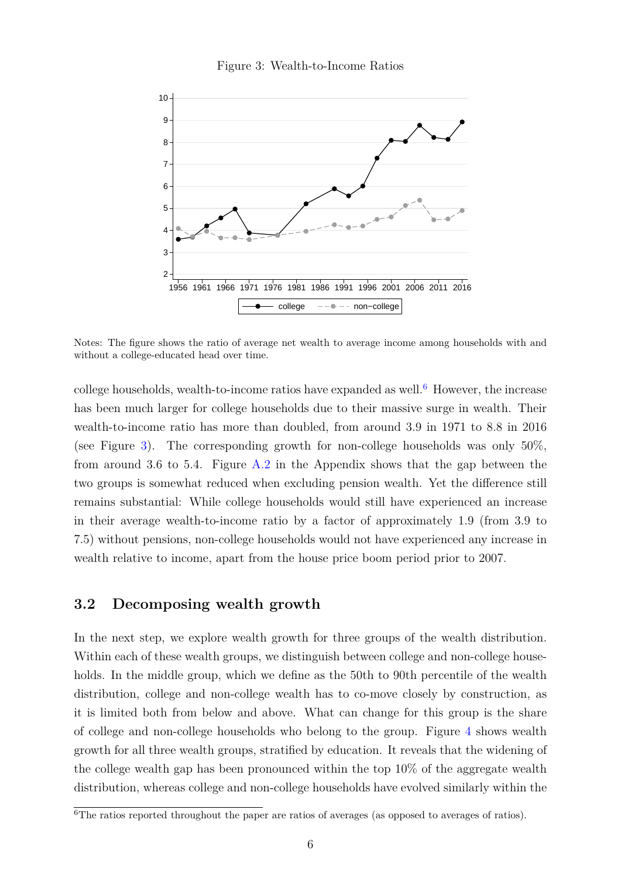Figure 3: Wealth-to-Income Ratios

Notes: The figure shows the ratio of average net wealth to average income among households with and without a college-educated head over time.

college households, wealth-to-income ratios have expanded as well.[6] However, the increase has been much larger for college households due to their massive surge in wealth. Their wealth-to-income ratio has more than doubled, from around 3.9 in 1971 to 8.8 in 2016 (see Figure 3). The corresponding growth for non-college households was only 50%, from around 3.6 to 5.4. Figure A.2 in the Appendix shows that the gap between the two groups is somewhat reduced when excluding pension wealth. Yet the difference still remains substantial: While college households would still have experienced an increase in their average wealth-to-income ratio by a factor of approximately 1.9 (from 3.9 to 7.5) without pensions, non-college households would not have experienced any increase in wealth relative to income, apart from the house price boom period prior to 2007.

## 3.2 Decomposing wealth growth

In the next step, we explore wealth growth for three groups of the wealth distribution. Within each of these wealth groups, we distinguish between college and non-college households. In the middle group, which we define as the 50th to 90th percentile of the wealth distribution, college and non-college wealth has to co-move closely by construction, as it is limited both from below and above. What can change for this group is the share of college and non-college households who belong to the group. Figure 4 shows wealth growth for all three wealth groups, stratified by education. It reveals that the widening of the college wealth gap has been pronounced within the top 10% of the aggregate wealth distribution, whereas college and non-college households have evolved similarly within the

[6] The ratios reported throughout the paper are ratios of averages (as opposed to averages of ratios).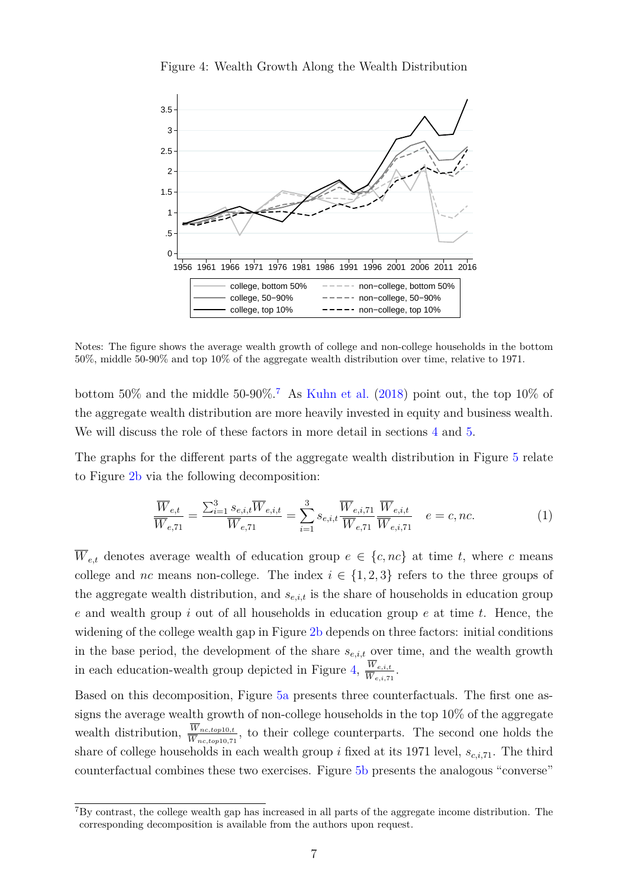Figure 4: Wealth Growth Along the Wealth Distribution

Notes: The figure shows the average wealth growth of college and non-college households in the bottom 50%, middle 50-90% and top 10% of the aggregate wealth distribution over time, relative to 1971.

bottom 50% and the middle 50-90%.[7] As Kuhn et al. (2018) point out, the top 10% of the aggregate wealth distribution are more heavily invested in equity and business wealth. We will discuss the role of these factors in more detail in sections 4 and 5.

The graphs for the different parts of the aggregate wealth distribution in Figure 5 relate to Figure 2b via the following decomposition:

$$\frac{\overline{W}_{e,t}}{\overline{W}_{e,71}} = \frac{\sum_{i=1}^{3} s_{e,i,t}\overline{W}_{e,i,t}}{\overline{W}_{e,71}} = \sum_{i=1}^{3} s_{e,i,t}\frac{\overline{W}_{e,i,71}}{\overline{W}_{e,71}}\frac{\overline{W}_{e,i,t}}{\overline{W}_{e,i,71}} \quad e = c, nc. \tag{1}$$

$\overline{W}_{e,t}$ denotes average wealth of education group $e \in \{c, nc\}$ at time $t$, where $c$ means college and $nc$ means non-college. The index $i \in \{1, 2, 3\}$ refers to the three groups of the aggregate wealth distribution, and $s_{e,i,t}$ is the share of households in education group $e$ and wealth group $i$ out of all households in education group $e$ at time $t$. Hence, the widening of the college wealth gap in Figure 2b depends on three factors: initial conditions in the base period, the development of the share $s_{e,i,t}$ over time, and the wealth growth in each education-wealth group depicted in Figure 4, $\frac{\overline{W}_{e,i,t}}{\overline{W}_{e,i,71}}$.

Based on this decomposition, Figure 5a presents three counterfactuals. The first one assigns the average wealth growth of non-college households in the top 10% of the aggregate wealth distribution, $\frac{\overline{W}_{nc,top10,t}}{\overline{W}_{nc,top10,71}}$, to their college counterparts. The second one holds the share of college households in each wealth group $i$ fixed at its 1971 level, $s_{c,i,71}$. The third counterfactual combines these two exercises. Figure 5b presents the analogous "converse"

[7] By contrast, the college wealth gap has increased in all parts of the aggregate income distribution. The corresponding decomposition is available from the authors upon request.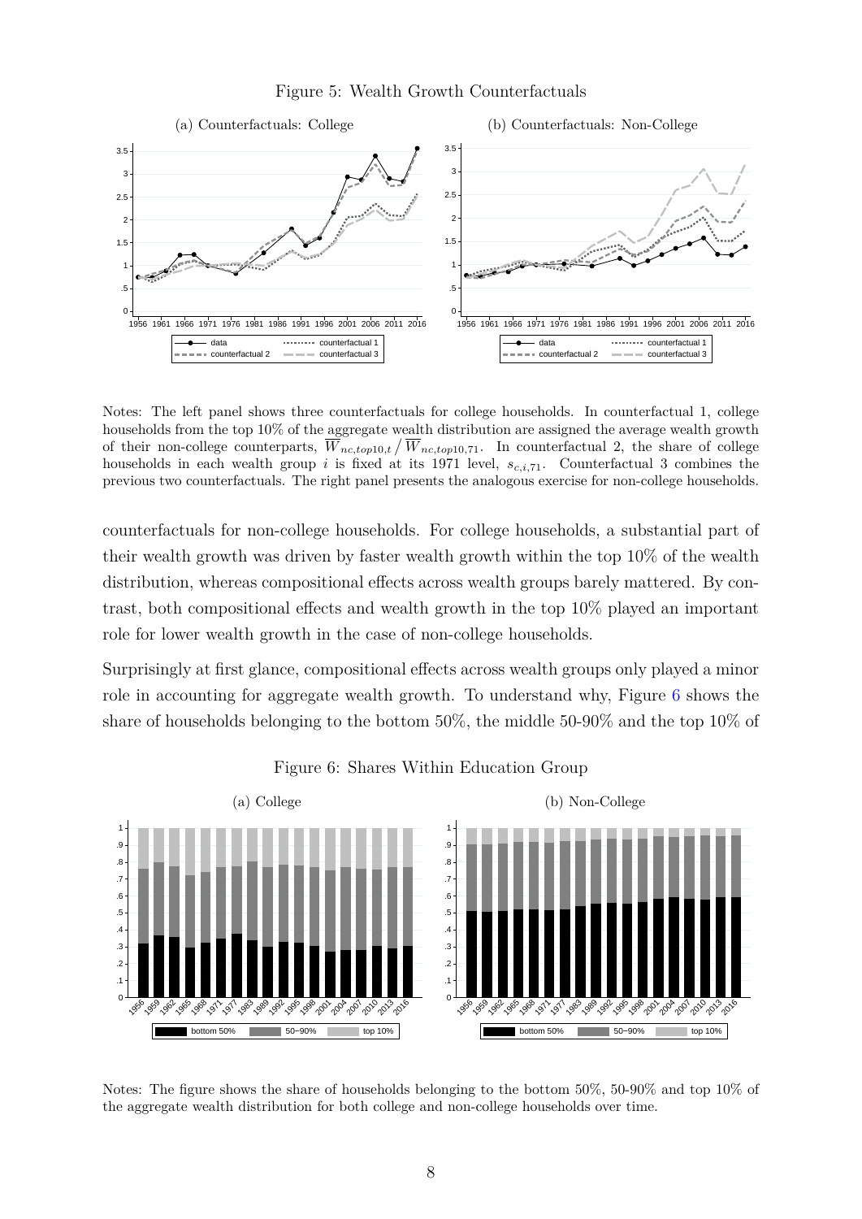Figure 5: Wealth Growth Counterfactuals

Notes: The left panel shows three counterfactuals for college households. In counterfactual 1, college households from the top 10% of the aggregate wealth distribution are assigned the average wealth growth of their non-college counterparts, $\overline{W}_{nc,top10,t} \,/\, \overline{W}_{nc,top10,71}$. In counterfactual 2, the share of college households in each wealth group $i$ is fixed at its 1971 level, $s_{c,i,71}$. Counterfactual 3 combines the previous two counterfactuals. The right panel presents the analogous exercise for non-college households.

counterfactuals for non-college households. For college households, a substantial part of their wealth growth was driven by faster wealth growth within the top 10% of the wealth distribution, whereas compositional effects across wealth groups barely mattered. By contrast, both compositional effects and wealth growth in the top 10% played an important role for lower wealth growth in the case of non-college households.

Surprisingly at first glance, compositional effects across wealth groups only played a minor role in accounting for aggregate wealth growth. To understand why, Figure 6 shows the share of households belonging to the bottom 50%, the middle 50-90% and the top 10% of

Figure 6: Shares Within Education Group

Notes: The figure shows the share of households belonging to the bottom 50%, 50-90% and top 10% of the aggregate wealth distribution for both college and non-college households over time.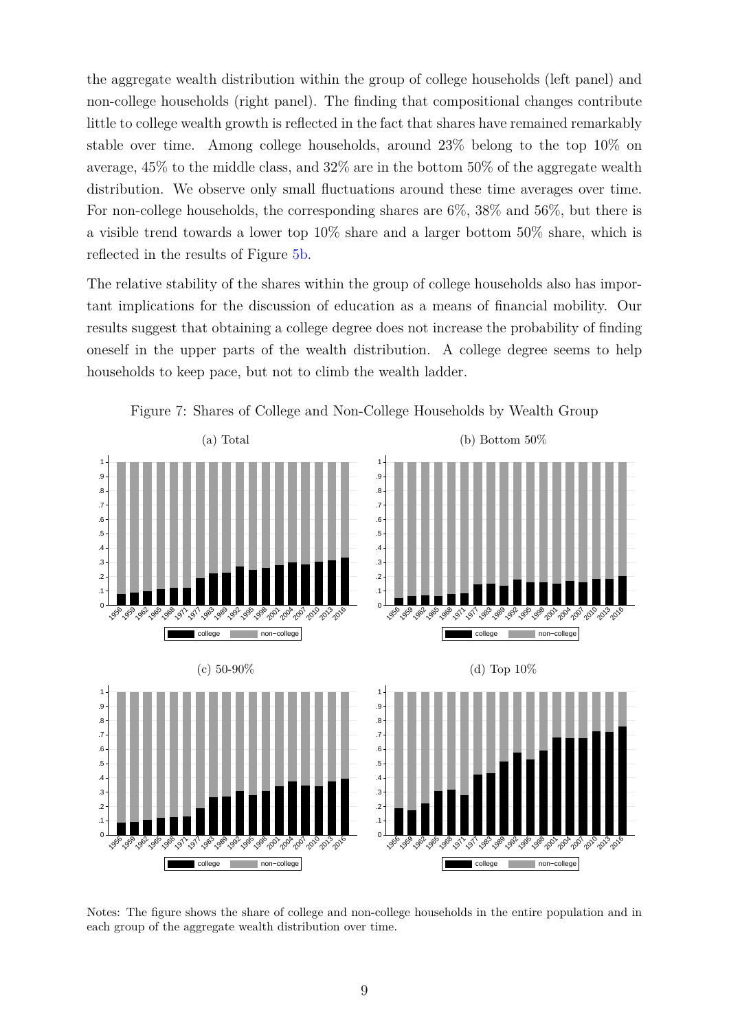the aggregate wealth distribution within the group of college households (left panel) and non-college households (right panel). The finding that compositional changes contribute little to college wealth growth is reflected in the fact that shares have remained remarkably stable over time. Among college households, around 23% belong to the top 10% on average, 45% to the middle class, and 32% are in the bottom 50% of the aggregate wealth distribution. We observe only small fluctuations around these time averages over time. For non-college households, the corresponding shares are 6%, 38% and 56%, but there is a visible trend towards a lower top 10% share and a larger bottom 50% share, which is reflected in the results of Figure 5b.

The relative stability of the shares within the group of college households also has important implications for the discussion of education as a means of financial mobility. Our results suggest that obtaining a college degree does not increase the probability of finding oneself in the upper parts of the wealth distribution. A college degree seems to help households to keep pace, but not to climb the wealth ladder.

Figure 7: Shares of College and Non-College Households by Wealth Group

(a) Total

(b) Bottom 50%

(c) 50-90%

(d) Top 10%

Notes: The figure shows the share of college and non-college households in the entire population and in each group of the aggregate wealth distribution over time.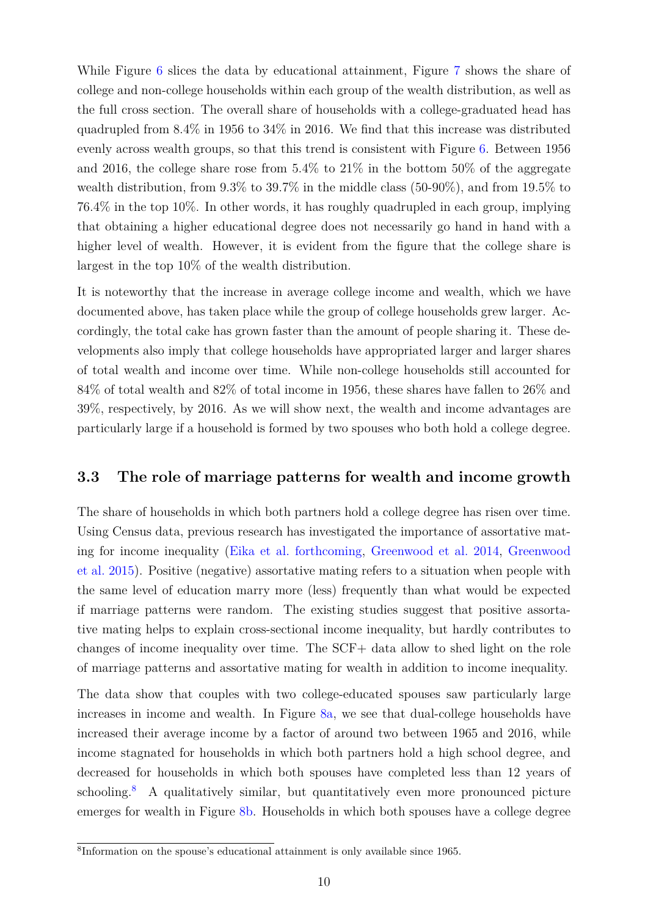While Figure 6 slices the data by educational attainment, Figure 7 shows the share of college and non-college households within each group of the wealth distribution, as well as the full cross section. The overall share of households with a college-graduated head has quadrupled from 8.4% in 1956 to 34% in 2016. We find that this increase was distributed evenly across wealth groups, so that this trend is consistent with Figure 6. Between 1956 and 2016, the college share rose from 5.4% to 21% in the bottom 50% of the aggregate wealth distribution, from 9.3% to 39.7% in the middle class (50-90%), and from 19.5% to 76.4% in the top 10%. In other words, it has roughly quadrupled in each group, implying that obtaining a higher educational degree does not necessarily go hand in hand with a higher level of wealth. However, it is evident from the figure that the college share is largest in the top 10% of the wealth distribution.

It is noteworthy that the increase in average college income and wealth, which we have documented above, has taken place while the group of college households grew larger. Accordingly, the total cake has grown faster than the amount of people sharing it. These developments also imply that college households have appropriated larger and larger shares of total wealth and income over time. While non-college households still accounted for 84% of total wealth and 82% of total income in 1956, these shares have fallen to 26% and 39%, respectively, by 2016. As we will show next, the wealth and income advantages are particularly large if a household is formed by two spouses who both hold a college degree.

### 3.3 The role of marriage patterns for wealth and income growth

The share of households in which both partners hold a college degree has risen over time. Using Census data, previous research has investigated the importance of assortative mating for income inequality (Eika et al. forthcoming, Greenwood et al. 2014, Greenwood et al. 2015). Positive (negative) assortative mating refers to a situation when people with the same level of education marry more (less) frequently than what would be expected if marriage patterns were random. The existing studies suggest that positive assortative mating helps to explain cross-sectional income inequality, but hardly contributes to changes of income inequality over time. The SCF+ data allow to shed light on the role of marriage patterns and assortative mating for wealth in addition to income inequality.

The data show that couples with two college-educated spouses saw particularly large increases in income and wealth. In Figure 8a, we see that dual-college households have increased their average income by a factor of around two between 1965 and 2016, while income stagnated for households in which both partners hold a high school degree, and decreased for households in which both spouses have completed less than 12 years of schooling.[8] A qualitatively similar, but quantitatively even more pronounced picture emerges for wealth in Figure 8b. Households in which both spouses have a college degree

[8]Information on the spouse's educational attainment is only available since 1965.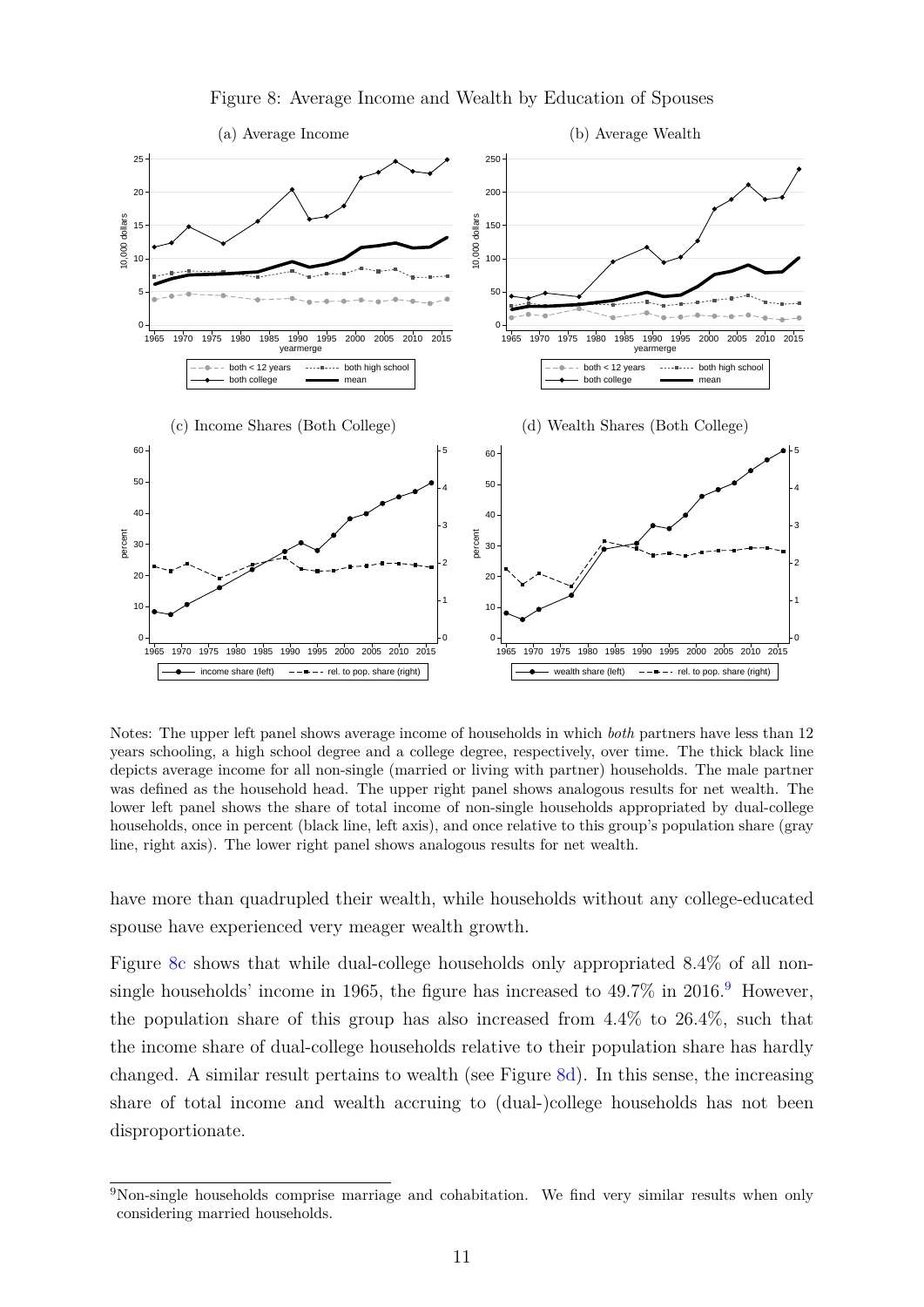Figure 8: Average Income and Wealth by Education of Spouses

Notes: The upper left panel shows average income of households in which *both* partners have less than 12 years schooling, a high school degree and a college degree, respectively, over time. The thick black line depicts average income for all non-single (married or living with partner) households. The male partner was defined as the household head. The upper right panel shows analogous results for net wealth. The lower left panel shows the share of total income of non-single households appropriated by dual-college households, once in percent (black line, left axis), and once relative to this group's population share (gray line, right axis). The lower right panel shows analogous results for net wealth.

have more than quadrupled their wealth, while households without any college-educated spouse have experienced very meager wealth growth.

Figure 8c shows that while dual-college households only appropriated 8.4% of all non-single households' income in 1965, the figure has increased to 49.7% in 2016.[9] However, the population share of this group has also increased from 4.4% to 26.4%, such that the income share of dual-college households relative to their population share has hardly changed. A similar result pertains to wealth (see Figure 8d). In this sense, the increasing share of total income and wealth accruing to (dual-)college households has not been disproportionate.

[9] Non-single households comprise marriage and cohabitation. We find very similar results when only considering married households.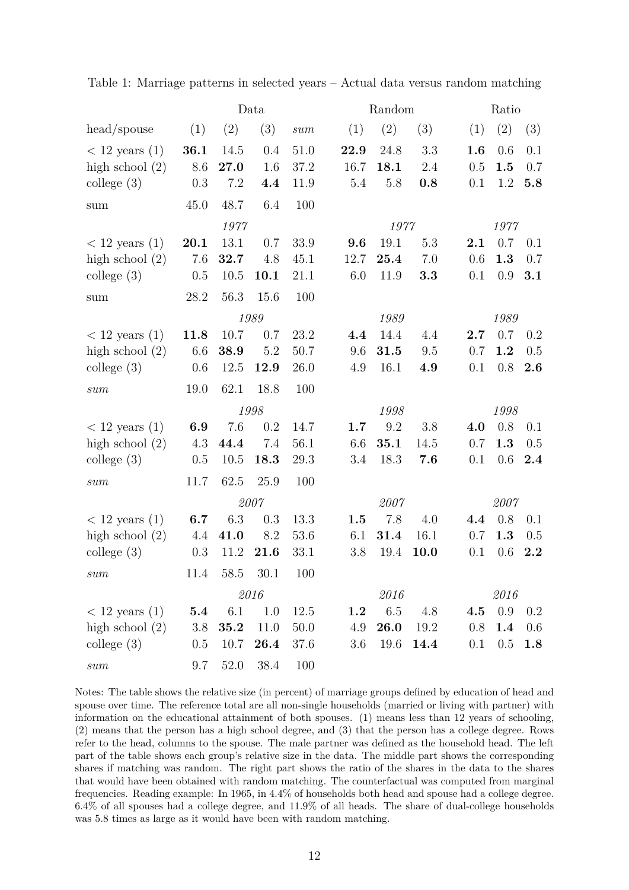Table 1: Marriage patterns in selected years – Actual data versus random matching

| | Data | | | | Random | | | Ratio | | |
|---|---|---|---|---|---|---|---|---|---|---|
| head/spouse | (1) | (2) | (3) | *sum* | (1) | (2) | (3) | (1) | (2) | (3) |
| < 12 years (1) | **36.1** | 14.5 | 0.4 | 51.0 | **22.9** | 24.8 | 3.3 | **1.6** | 0.6 | 0.1 |
| high school (2) | 8.6 | **27.0** | 1.6 | 37.2 | 16.7 | **18.1** | 2.4 | 0.5 | **1.5** | 0.7 |
| college (3) | 0.3 | 7.2 | **4.4** | 11.9 | 5.4 | 5.8 | **0.8** | 0.1 | 1.2 | **5.8** |
| sum | 45.0 | 48.7 | 6.4 | 100 | | | | | | |
| | | *1977* | | | | *1977* | | | *1977* | |
| < 12 years (1) | **20.1** | 13.1 | 0.7 | 33.9 | **9.6** | 19.1 | 5.3 | **2.1** | 0.7 | 0.1 |
| high school (2) | 7.6 | **32.7** | 4.8 | 45.1 | 12.7 | **25.4** | 7.0 | 0.6 | **1.3** | 0.7 |
| college (3) | 0.5 | 10.5 | **10.1** | 21.1 | 6.0 | 11.9 | **3.3** | 0.1 | 0.9 | **3.1** |
| sum | 28.2 | 56.3 | 15.6 | 100 | | | | | | |
| | | *1989* | | | | *1989* | | | *1989* | |
| < 12 years (1) | **11.8** | 10.7 | 0.7 | 23.2 | **4.4** | 14.4 | 4.4 | **2.7** | 0.7 | 0.2 |
| high school (2) | 6.6 | **38.9** | 5.2 | 50.7 | 9.6 | **31.5** | 9.5 | 0.7 | **1.2** | 0.5 |
| college (3) | 0.6 | 12.5 | **12.9** | 26.0 | 4.9 | 16.1 | **4.9** | 0.1 | 0.8 | **2.6** |
| *sum* | 19.0 | 62.1 | 18.8 | 100 | | | | | | |
| | | *1998* | | | | *1998* | | | *1998* | |
| < 12 years (1) | **6.9** | 7.6 | 0.2 | 14.7 | **1.7** | 9.2 | 3.8 | **4.0** | 0.8 | 0.1 |
| high school (2) | 4.3 | **44.4** | 7.4 | 56.1 | 6.6 | **35.1** | 14.5 | 0.7 | **1.3** | 0.5 |
| college (3) | 0.5 | 10.5 | **18.3** | 29.3 | 3.4 | 18.3 | **7.6** | 0.1 | 0.6 | **2.4** |
| *sum* | 11.7 | 62.5 | 25.9 | 100 | | | | | | |
| | | *2007* | | | | *2007* | | | *2007* | |
| < 12 years (1) | **6.7** | 6.3 | 0.3 | 13.3 | **1.5** | 7.8 | 4.0 | **4.4** | 0.8 | 0.1 |
| high school (2) | 4.4 | **41.0** | 8.2 | 53.6 | 6.1 | **31.4** | 16.1 | 0.7 | **1.3** | 0.5 |
| college (3) | 0.3 | 11.2 | **21.6** | 33.1 | 3.8 | 19.4 | **10.0** | 0.1 | 0.6 | **2.2** |
| *sum* | 11.4 | 58.5 | 30.1 | 100 | | | | | | |
| | | *2016* | | | | *2016* | | | *2016* | |
| < 12 years (1) | **5.4** | 6.1 | 1.0 | 12.5 | **1.2** | 6.5 | 4.8 | **4.5** | 0.9 | 0.2 |
| high school (2) | 3.8 | **35.2** | 11.0 | 50.0 | 4.9 | **26.0** | 19.2 | 0.8 | **1.4** | 0.6 |
| college (3) | 0.5 | 10.7 | **26.4** | 37.6 | 3.6 | 19.6 | **14.4** | 0.1 | 0.5 | **1.8** |
| *sum* | 9.7 | 52.0 | 38.4 | 100 | | | | | | |

Notes: The table shows the relative size (in percent) of marriage groups defined by education of head and spouse over time. The reference total are all non-single households (married or living with partner) with information on the educational attainment of both spouses. (1) means less than 12 years of schooling, (2) means that the person has a high school degree, and (3) that the person has a college degree. Rows refer to the head, columns to the spouse. The male partner was defined as the household head. The left part of the table shows each group's relative size in the data. The middle part shows the corresponding shares if matching was random. The right part shows the ratio of the shares in the data to the shares that would have been obtained with random matching. The counterfactual was computed from marginal frequencies. Reading example: In 1965, in 4.4% of households both head and spouse had a college degree. 6.4% of all spouses had a college degree, and 11.9% of all heads. The share of dual-college households was 5.8 times as large as it would have been with random matching.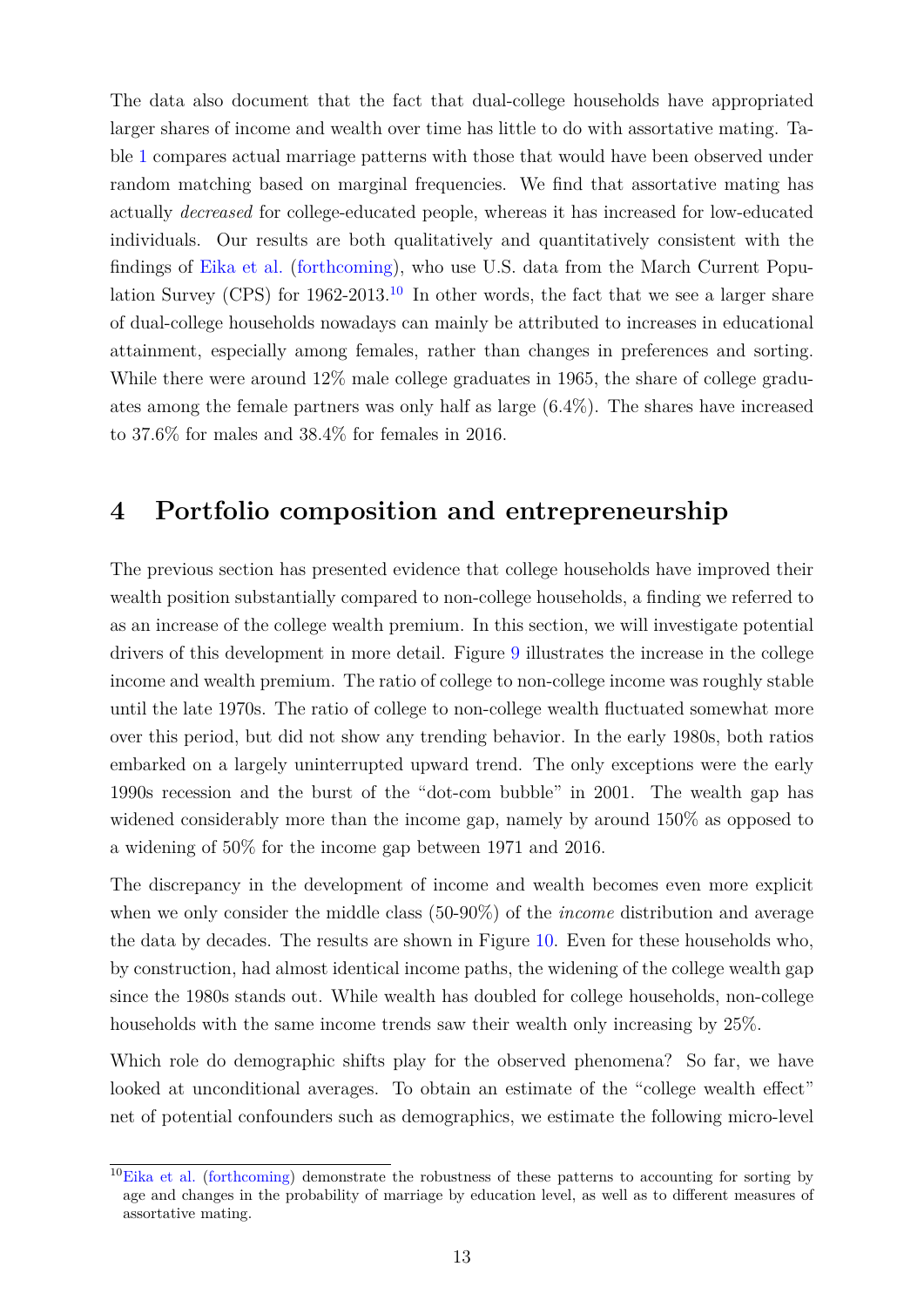The data also document that the fact that dual-college households have appropriated larger shares of income and wealth over time has little to do with assortative mating. Table 1 compares actual marriage patterns with those that would have been observed under random matching based on marginal frequencies. We find that assortative mating has actually *decreased* for college-educated people, whereas it has increased for low-educated individuals. Our results are both qualitatively and quantitatively consistent with the findings of Eika et al. (forthcoming), who use U.S. data from the March Current Population Survey (CPS) for 1962-2013.[10] In other words, the fact that we see a larger share of dual-college households nowadays can mainly be attributed to increases in educational attainment, especially among females, rather than changes in preferences and sorting. While there were around 12% male college graduates in 1965, the share of college graduates among the female partners was only half as large (6.4%). The shares have increased to 37.6% for males and 38.4% for females in 2016.

# 4 Portfolio composition and entrepreneurship

The previous section has presented evidence that college households have improved their wealth position substantially compared to non-college households, a finding we referred to as an increase of the college wealth premium. In this section, we will investigate potential drivers of this development in more detail. Figure 9 illustrates the increase in the college income and wealth premium. The ratio of college to non-college income was roughly stable until the late 1970s. The ratio of college to non-college wealth fluctuated somewhat more over this period, but did not show any trending behavior. In the early 1980s, both ratios embarked on a largely uninterrupted upward trend. The only exceptions were the early 1990s recession and the burst of the "dot-com bubble" in 2001. The wealth gap has widened considerably more than the income gap, namely by around 150% as opposed to a widening of 50% for the income gap between 1971 and 2016.

The discrepancy in the development of income and wealth becomes even more explicit when we only consider the middle class (50-90%) of the *income* distribution and average the data by decades. The results are shown in Figure 10. Even for these households who, by construction, had almost identical income paths, the widening of the college wealth gap since the 1980s stands out. While wealth has doubled for college households, non-college households with the same income trends saw their wealth only increasing by 25%.

Which role do demographic shifts play for the observed phenomena? So far, we have looked at unconditional averages. To obtain an estimate of the "college wealth effect" net of potential confounders such as demographics, we estimate the following micro-level

[10] Eika et al. (forthcoming) demonstrate the robustness of these patterns to accounting for sorting by age and changes in the probability of marriage by education level, as well as to different measures of assortative mating.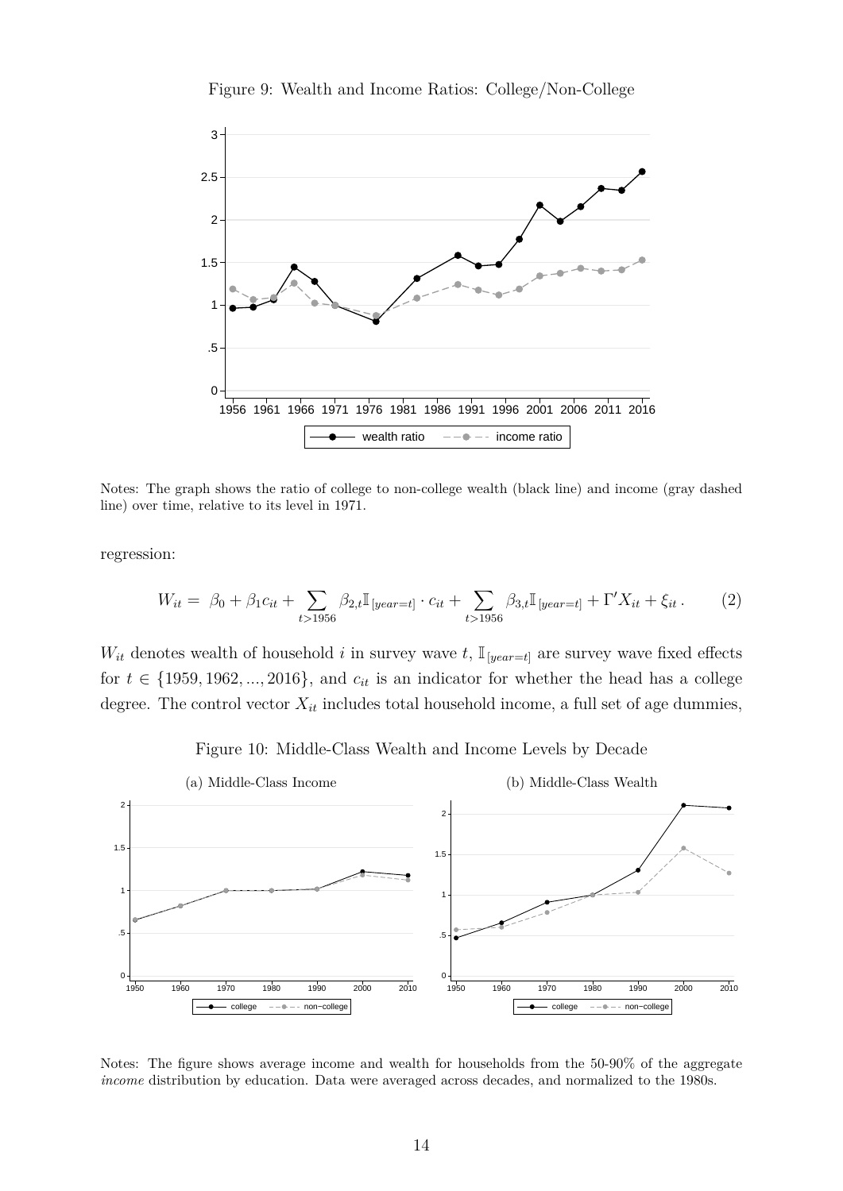Figure 9: Wealth and Income Ratios: College/Non-College

Notes: The graph shows the ratio of college to non-college wealth (black line) and income (gray dashed line) over time, relative to its level in 1971.

regression:

$$W_{it} = \beta_0 + \beta_1 c_{it} + \sum_{t>1956} \beta_{2,t} \mathbb{I}_{[year=t]} \cdot c_{it} + \sum_{t>1956} \beta_{3,t} \mathbb{I}_{[year=t]} + \Gamma' X_{it} + \xi_{it} \,. \tag{2}$$

$W_{it}$ denotes wealth of household $i$ in survey wave $t$, $\mathbb{I}_{[year=t]}$ are survey wave fixed effects for $t \in \{1959, 1962, ..., 2016\}$, and $c_{it}$ is an indicator for whether the head has a college degree. The control vector $X_{it}$ includes total household income, a full set of age dummies,

Figure 10: Middle-Class Wealth and Income Levels by Decade

(a) Middle-Class Income

(b) Middle-Class Wealth

Notes: The figure shows average income and wealth for households from the 50-90% of the aggregate *income* distribution by education. Data were averaged across decades, and normalized to the 1980s.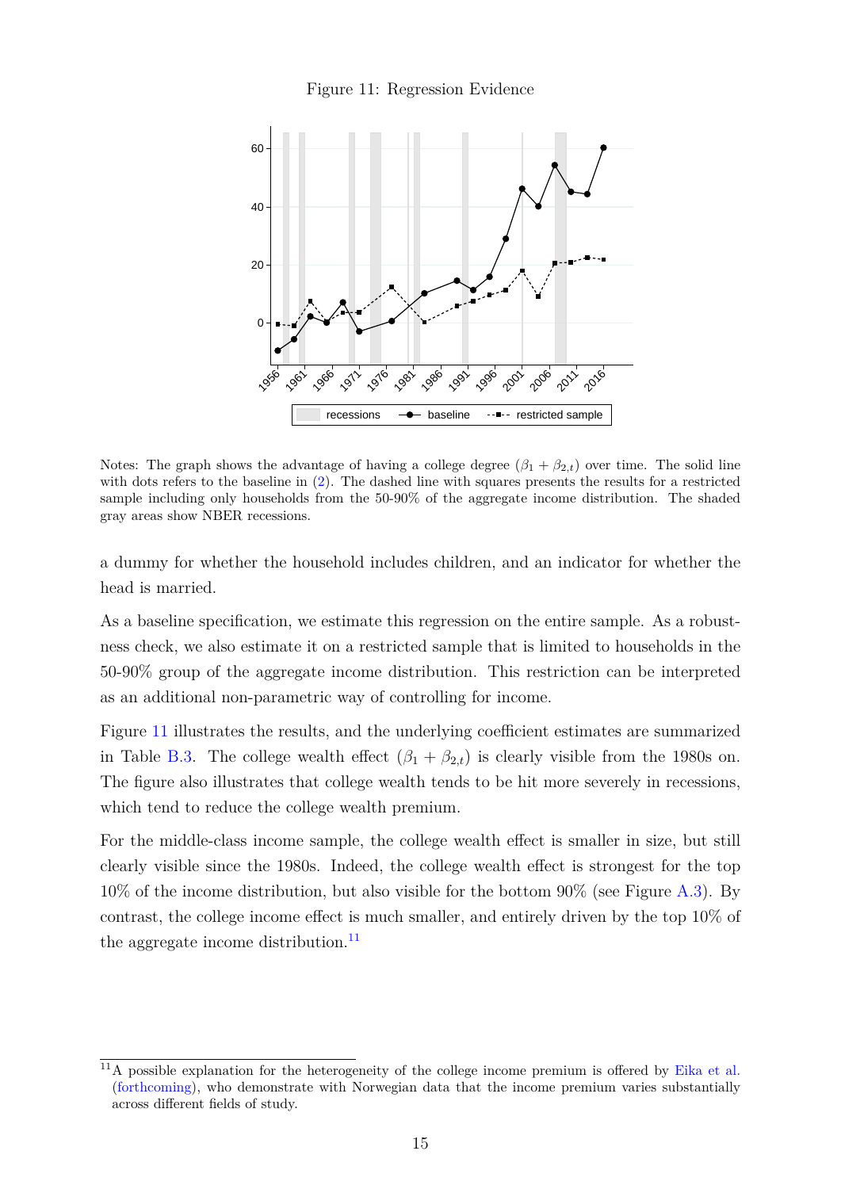Figure 11: Regression Evidence

Notes: The graph shows the advantage of having a college degree ($\beta_1 + \beta_{2,t}$) over time. The solid line with dots refers to the baseline in (2). The dashed line with squares presents the results for a restricted sample including only households from the 50-90% of the aggregate income distribution. The shaded gray areas show NBER recessions.

a dummy for whether the household includes children, and an indicator for whether the head is married.

As a baseline specification, we estimate this regression on the entire sample. As a robustness check, we also estimate it on a restricted sample that is limited to households in the 50-90% group of the aggregate income distribution. This restriction can be interpreted as an additional non-parametric way of controlling for income.

Figure 11 illustrates the results, and the underlying coefficient estimates are summarized in Table B.3. The college wealth effect ($\beta_1 + \beta_{2,t}$) is clearly visible from the 1980s on. The figure also illustrates that college wealth tends to be hit more severely in recessions, which tend to reduce the college wealth premium.

For the middle-class income sample, the college wealth effect is smaller in size, but still clearly visible since the 1980s. Indeed, the college wealth effect is strongest for the top 10% of the income distribution, but also visible for the bottom 90% (see Figure A.3). By contrast, the college income effect is much smaller, and entirely driven by the top 10% of the aggregate income distribution.[11]

[11] A possible explanation for the heterogeneity of the college income premium is offered by Eika et al. (forthcoming), who demonstrate with Norwegian data that the income premium varies substantially across different fields of study.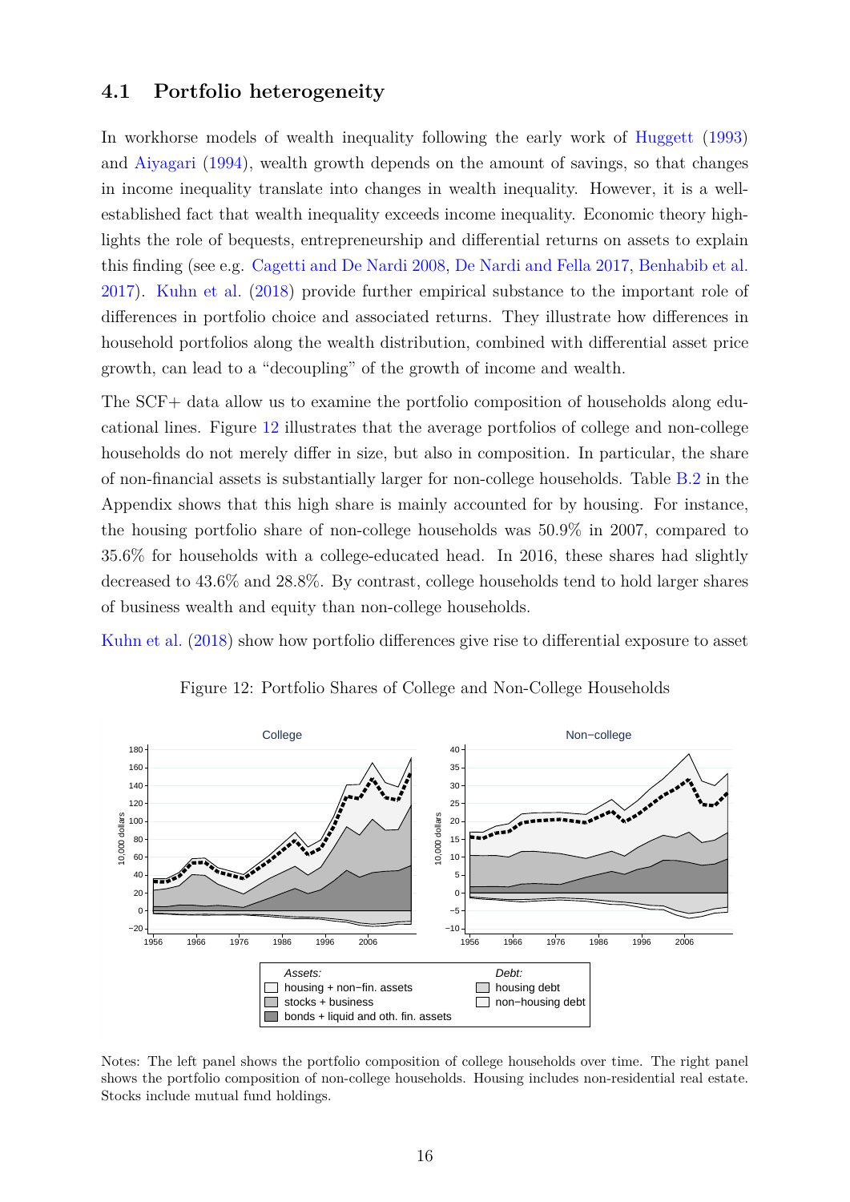### 4.1 Portfolio heterogeneity

In workhorse models of wealth inequality following the early work of Huggett (1993) and Aiyagari (1994), wealth growth depends on the amount of savings, so that changes in income inequality translate into changes in wealth inequality. However, it is a well-established fact that wealth inequality exceeds income inequality. Economic theory highlights the role of bequests, entrepreneurship and differential returns on assets to explain this finding (see e.g. Cagetti and De Nardi 2008, De Nardi and Fella 2017, Benhabib et al. 2017). Kuhn et al. (2018) provide further empirical substance to the important role of differences in portfolio choice and associated returns. They illustrate how differences in household portfolios along the wealth distribution, combined with differential asset price growth, can lead to a "decoupling" of the growth of income and wealth.

The SCF+ data allow us to examine the portfolio composition of households along educational lines. Figure 12 illustrates that the average portfolios of college and non-college households do not merely differ in size, but also in composition. In particular, the share of non-financial assets is substantially larger for non-college households. Table B.2 in the Appendix shows that this high share is mainly accounted for by housing. For instance, the housing portfolio share of non-college households was 50.9% in 2007, compared to 35.6% for households with a college-educated head. In 2016, these shares had slightly decreased to 43.6% and 28.8%. By contrast, college households tend to hold larger shares of business wealth and equity than non-college households.

Kuhn et al. (2018) show how portfolio differences give rise to differential exposure to asset

Figure 12: Portfolio Shares of College and Non-College Households

Notes: The left panel shows the portfolio composition of college households over time. The right panel shows the portfolio composition of non-college households. Housing includes non-residential real estate. Stocks include mutual fund holdings.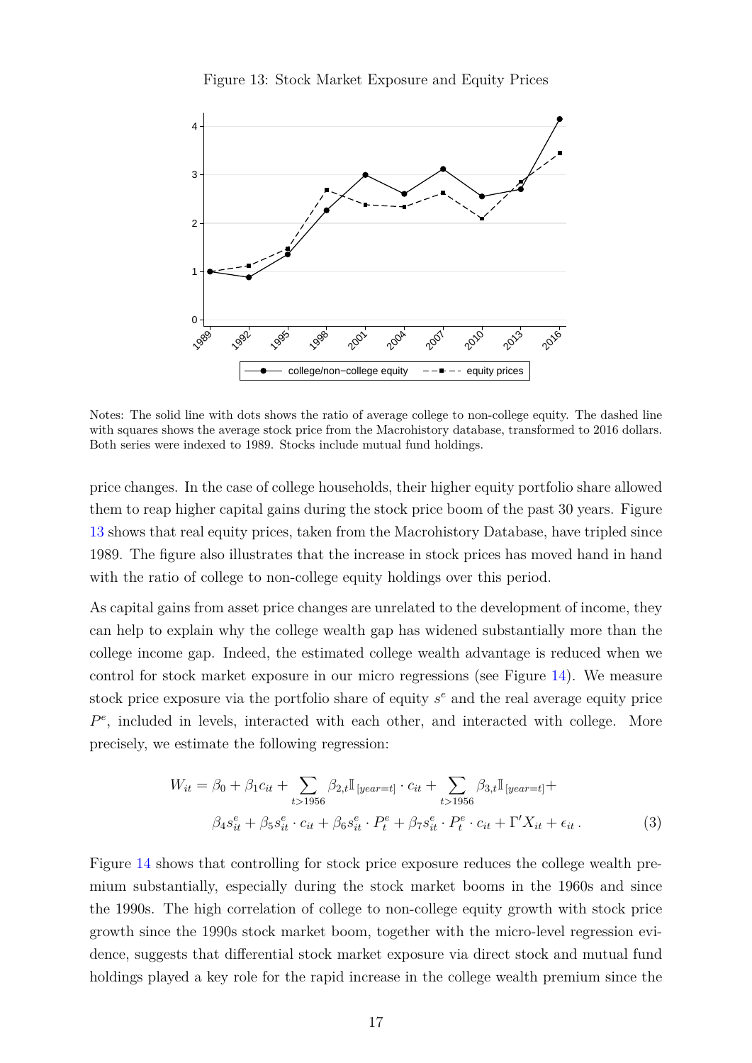Figure 13: Stock Market Exposure and Equity Prices

Notes: The solid line with dots shows the ratio of average college to non-college equity. The dashed line with squares shows the average stock price from the Macrohistory database, transformed to 2016 dollars. Both series were indexed to 1989. Stocks include mutual fund holdings.

price changes. In the case of college households, their higher equity portfolio share allowed them to reap higher capital gains during the stock price boom of the past 30 years. Figure 13 shows that real equity prices, taken from the Macrohistory Database, have tripled since 1989. The figure also illustrates that the increase in stock prices has moved hand in hand with the ratio of college to non-college equity holdings over this period.

As capital gains from asset price changes are unrelated to the development of income, they can help to explain why the college wealth gap has widened substantially more than the college income gap. Indeed, the estimated college wealth advantage is reduced when we control for stock market exposure in our micro regressions (see Figure 14). We measure stock price exposure via the portfolio share of equity $s^e$ and the real average equity price $P^e$, included in levels, interacted with each other, and interacted with college. More precisely, we estimate the following regression:

$$W_{it} = \beta_0 + \beta_1 c_{it} + \sum_{t>1956} \beta_{2,t} \mathbb{I}_{[year=t]} \cdot c_{it} + \sum_{t>1956} \beta_{3,t} \mathbb{I}_{[year=t]} + \beta_4 s^e_{it} + \beta_5 s^e_{it} \cdot c_{it} + \beta_6 s^e_{it} \cdot P^e_t + \beta_7 s^e_{it} \cdot P^e_t \cdot c_{it} + \Gamma' X_{it} + \epsilon_{it} \,. \tag{3}$$

Figure 14 shows that controlling for stock price exposure reduces the college wealth premium substantially, especially during the stock market booms in the 1960s and since the 1990s. The high correlation of college to non-college equity growth with stock price growth since the 1990s stock market boom, together with the micro-level regression evidence, suggests that differential stock market exposure via direct stock and mutual fund holdings played a key role for the rapid increase in the college wealth premium since the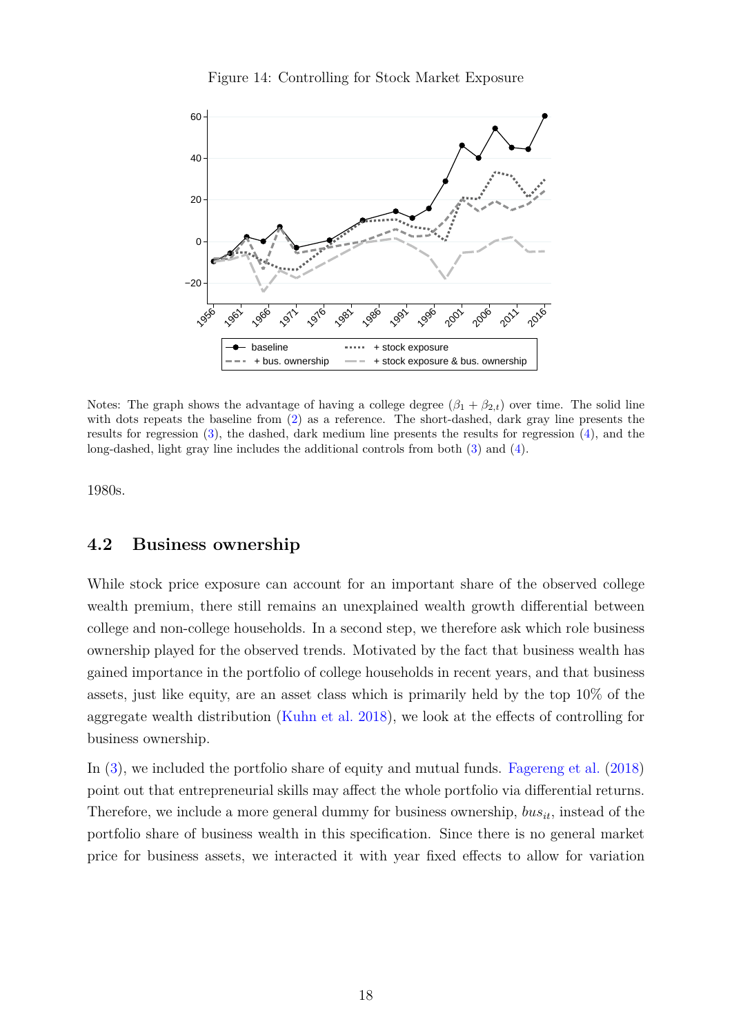Figure 14: Controlling for Stock Market Exposure

Notes: The graph shows the advantage of having a college degree ($\beta_1 + \beta_{2,t}$) over time. The solid line with dots repeats the baseline from (2) as a reference. The short-dashed, dark gray line presents the results for regression (3), the dashed, dark medium line presents the results for regression (4), and the long-dashed, light gray line includes the additional controls from both (3) and (4).

1980s.

## 4.2 Business ownership

While stock price exposure can account for an important share of the observed college wealth premium, there still remains an unexplained wealth growth differential between college and non-college households. In a second step, we therefore ask which role business ownership played for the observed trends. Motivated by the fact that business wealth has gained importance in the portfolio of college households in recent years, and that business assets, just like equity, are an asset class which is primarily held by the top 10% of the aggregate wealth distribution (Kuhn et al. 2018), we look at the effects of controlling for business ownership.

In (3), we included the portfolio share of equity and mutual funds. Fagereng et al. (2018) point out that entrepreneurial skills may affect the whole portfolio via differential returns. Therefore, we include a more general dummy for business ownership, $bus_{it}$, instead of the portfolio share of business wealth in this specification. Since there is no general market price for business assets, we interacted it with year fixed effects to allow for variation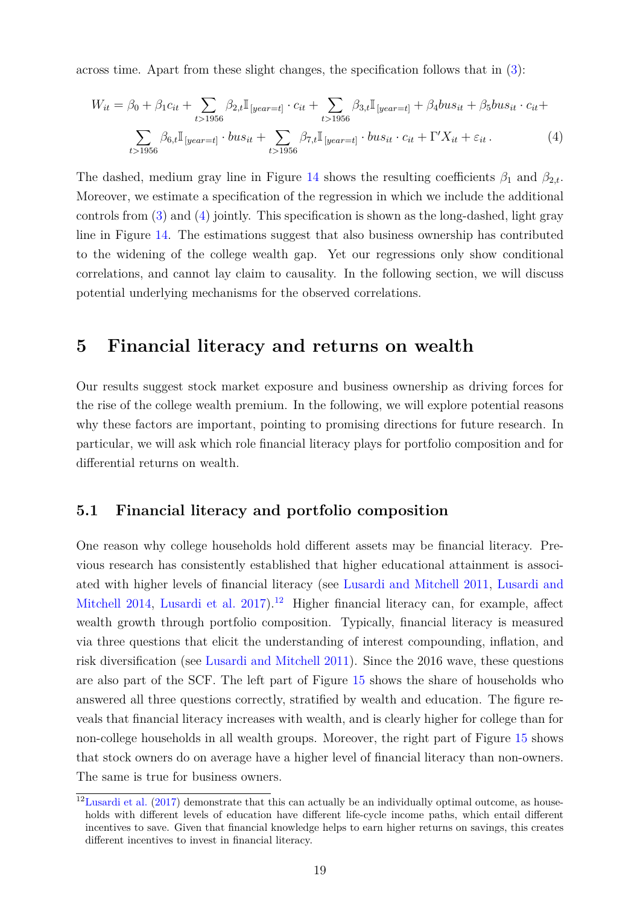across time. Apart from these slight changes, the specification follows that in (3):

$$W_{it} = \beta_0 + \beta_1 c_{it} + \sum_{t>1956} \beta_{2,t} \mathbb{I}_{[year=t]} \cdot c_{it} + \sum_{t>1956} \beta_{3,t} \mathbb{I}_{[year=t]} + \beta_4 bus_{it} + \beta_5 bus_{it} \cdot c_{it} + \sum_{t>1956} \beta_{6,t} \mathbb{I}_{[year=t]} \cdot bus_{it} + \sum_{t>1956} \beta_{7,t} \mathbb{I}_{[year=t]} \cdot bus_{it} \cdot c_{it} + \Gamma' X_{it} + \varepsilon_{it} \,. \tag{4}$$

The dashed, medium gray line in Figure 14 shows the resulting coefficients $\beta_1$ and $\beta_{2,t}$. Moreover, we estimate a specification of the regression in which we include the additional controls from (3) and (4) jointly. This specification is shown as the long-dashed, light gray line in Figure 14. The estimations suggest that also business ownership has contributed to the widening of the college wealth gap. Yet our regressions only show conditional correlations, and cannot lay claim to causality. In the following section, we will discuss potential underlying mechanisms for the observed correlations.

# 5 Financial literacy and returns on wealth

Our results suggest stock market exposure and business ownership as driving forces for the rise of the college wealth premium. In the following, we will explore potential reasons why these factors are important, pointing to promising directions for future research. In particular, we will ask which role financial literacy plays for portfolio composition and for differential returns on wealth.

## 5.1 Financial literacy and portfolio composition

One reason why college households hold different assets may be financial literacy. Previous research has consistently established that higher educational attainment is associated with higher levels of financial literacy (see Lusardi and Mitchell 2011, Lusardi and Mitchell 2014, Lusardi et al. 2017).[12] Higher financial literacy can, for example, affect wealth growth through portfolio composition. Typically, financial literacy is measured via three questions that elicit the understanding of interest compounding, inflation, and risk diversification (see Lusardi and Mitchell 2011). Since the 2016 wave, these questions are also part of the SCF. The left part of Figure 15 shows the share of households who answered all three questions correctly, stratified by wealth and education. The figure reveals that financial literacy increases with wealth, and is clearly higher for college than for non-college households in all wealth groups. Moreover, the right part of Figure 15 shows that stock owners do on average have a higher level of financial literacy than non-owners. The same is true for business owners.

[12] Lusardi et al. (2017) demonstrate that this can actually be an individually optimal outcome, as households with different levels of education have different life-cycle income paths, which entail different incentives to save. Given that financial knowledge helps to earn higher returns on savings, this creates different incentives to invest in financial literacy.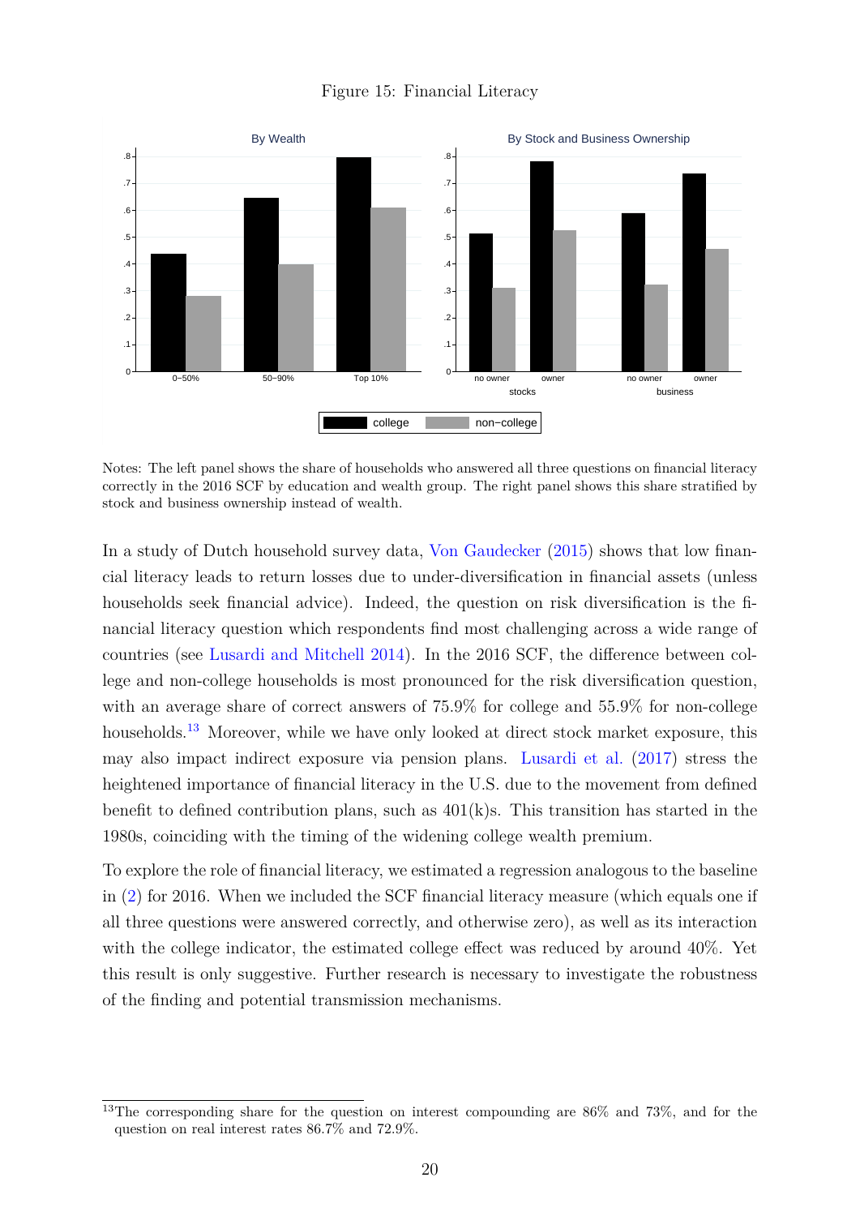Figure 15: Financial Literacy

Notes: The left panel shows the share of households who answered all three questions on financial literacy correctly in the 2016 SCF by education and wealth group. The right panel shows this share stratified by stock and business ownership instead of wealth.

In a study of Dutch household survey data, Von Gaudecker (2015) shows that low financial literacy leads to return losses due to under-diversification in financial assets (unless households seek financial advice). Indeed, the question on risk diversification is the financial literacy question which respondents find most challenging across a wide range of countries (see Lusardi and Mitchell 2014). In the 2016 SCF, the difference between college and non-college households is most pronounced for the risk diversification question, with an average share of correct answers of 75.9% for college and 55.9% for non-college households.[13] Moreover, while we have only looked at direct stock market exposure, this may also impact indirect exposure via pension plans. Lusardi et al. (2017) stress the heightened importance of financial literacy in the U.S. due to the movement from defined benefit to defined contribution plans, such as 401(k)s. This transition has started in the 1980s, coinciding with the timing of the widening college wealth premium.

To explore the role of financial literacy, we estimated a regression analogous to the baseline in (2) for 2016. When we included the SCF financial literacy measure (which equals one if all three questions were answered correctly, and otherwise zero), as well as its interaction with the college indicator, the estimated college effect was reduced by around 40%. Yet this result is only suggestive. Further research is necessary to investigate the robustness of the finding and potential transmission mechanisms.

[13] The corresponding share for the question on interest compounding are 86% and 73%, and for the question on real interest rates 86.7% and 72.9%.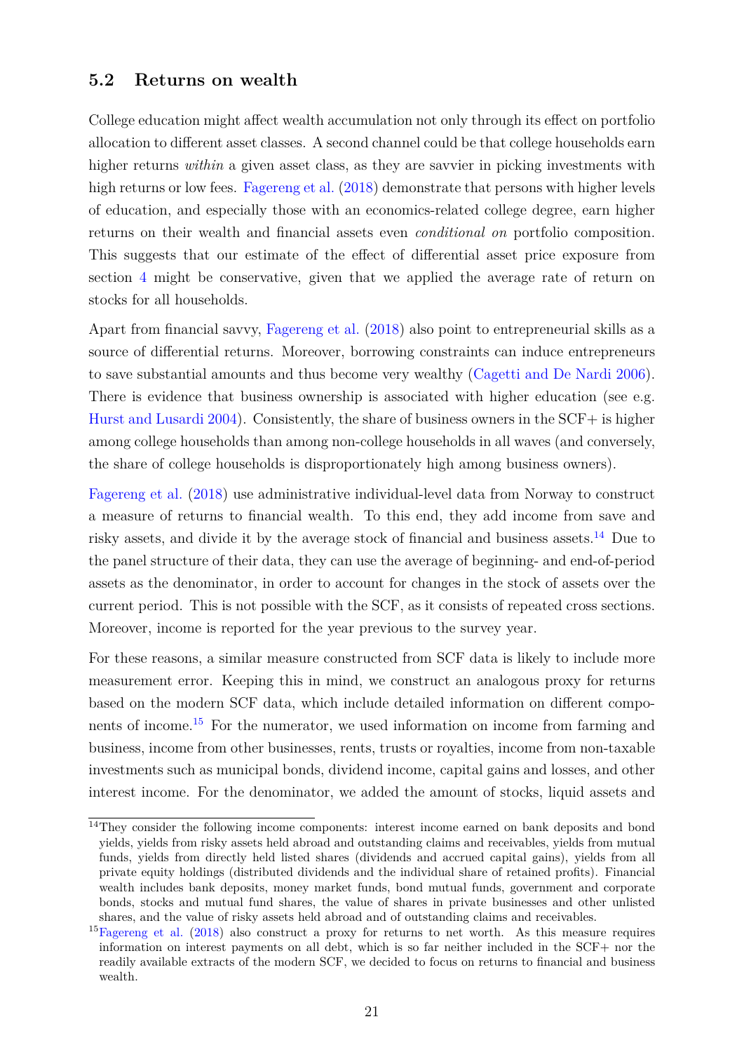## 5.2 Returns on wealth

College education might affect wealth accumulation not only through its effect on portfolio allocation to different asset classes. A second channel could be that college households earn higher returns *within* a given asset class, as they are savvier in picking investments with high returns or low fees. Fagereng et al. (2018) demonstrate that persons with higher levels of education, and especially those with an economics-related college degree, earn higher returns on their wealth and financial assets even *conditional on* portfolio composition. This suggests that our estimate of the effect of differential asset price exposure from section 4 might be conservative, given that we applied the average rate of return on stocks for all households.

Apart from financial savvy, Fagereng et al. (2018) also point to entrepreneurial skills as a source of differential returns. Moreover, borrowing constraints can induce entrepreneurs to save substantial amounts and thus become very wealthy (Cagetti and De Nardi 2006). There is evidence that business ownership is associated with higher education (see e.g. Hurst and Lusardi 2004). Consistently, the share of business owners in the SCF+ is higher among college households than among non-college households in all waves (and conversely, the share of college households is disproportionately high among business owners).

Fagereng et al. (2018) use administrative individual-level data from Norway to construct a measure of returns to financial wealth. To this end, they add income from save and risky assets, and divide it by the average stock of financial and business assets.[14] Due to the panel structure of their data, they can use the average of beginning- and end-of-period assets as the denominator, in order to account for changes in the stock of assets over the current period. This is not possible with the SCF, as it consists of repeated cross sections. Moreover, income is reported for the year previous to the survey year.

For these reasons, a similar measure constructed from SCF data is likely to include more measurement error. Keeping this in mind, we construct an analogous proxy for returns based on the modern SCF data, which include detailed information on different components of income.[15] For the numerator, we used information on income from farming and business, income from other businesses, rents, trusts or royalties, income from non-taxable investments such as municipal bonds, dividend income, capital gains and losses, and other interest income. For the denominator, we added the amount of stocks, liquid assets and

[14] They consider the following income components: interest income earned on bank deposits and bond yields, yields from risky assets held abroad and outstanding claims and receivables, yields from mutual funds, yields from directly held listed shares (dividends and accrued capital gains), yields from all private equity holdings (distributed dividends and the individual share of retained profits). Financial wealth includes bank deposits, money market funds, bond mutual funds, government and corporate bonds, stocks and mutual fund shares, the value of shares in private businesses and other unlisted shares, and the value of risky assets held abroad and of outstanding claims and receivables.

[15] Fagereng et al. (2018) also construct a proxy for returns to net worth. As this measure requires information on interest payments on all debt, which is so far neither included in the SCF+ nor the readily available extracts of the modern SCF, we decided to focus on returns to financial and business wealth.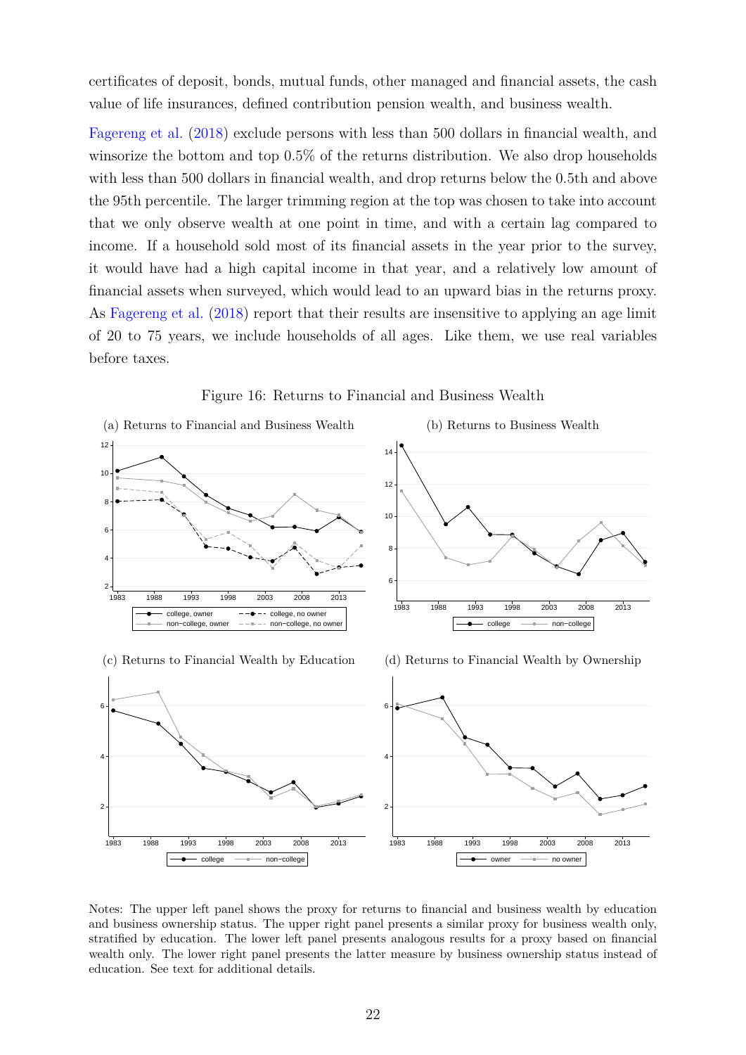certificates of deposit, bonds, mutual funds, other managed and financial assets, the cash value of life insurances, defined contribution pension wealth, and business wealth.

Fagereng et al. (2018) exclude persons with less than 500 dollars in financial wealth, and winsorize the bottom and top 0.5% of the returns distribution. We also drop households with less than 500 dollars in financial wealth, and drop returns below the 0.5th and above the 95th percentile. The larger trimming region at the top was chosen to take into account that we only observe wealth at one point in time, and with a certain lag compared to income. If a household sold most of its financial assets in the year prior to the survey, it would have had a high capital income in that year, and a relatively low amount of financial assets when surveyed, which would lead to an upward bias in the returns proxy. As Fagereng et al. (2018) report that their results are insensitive to applying an age limit of 20 to 75 years, we include households of all ages. Like them, we use real variables before taxes.

Figure 16: Returns to Financial and Business Wealth

(a) Returns to Financial and Business Wealth

(b) Returns to Business Wealth

(c) Returns to Financial Wealth by Education

(d) Returns to Financial Wealth by Ownership

Notes: The upper left panel shows the proxy for returns to financial and business wealth by education and business ownership status. The upper right panel presents a similar proxy for business wealth only, stratified by education. The lower left panel presents analogous results for a proxy based on financial wealth only. The lower right panel presents the latter measure by business ownership status instead of education. See text for additional details.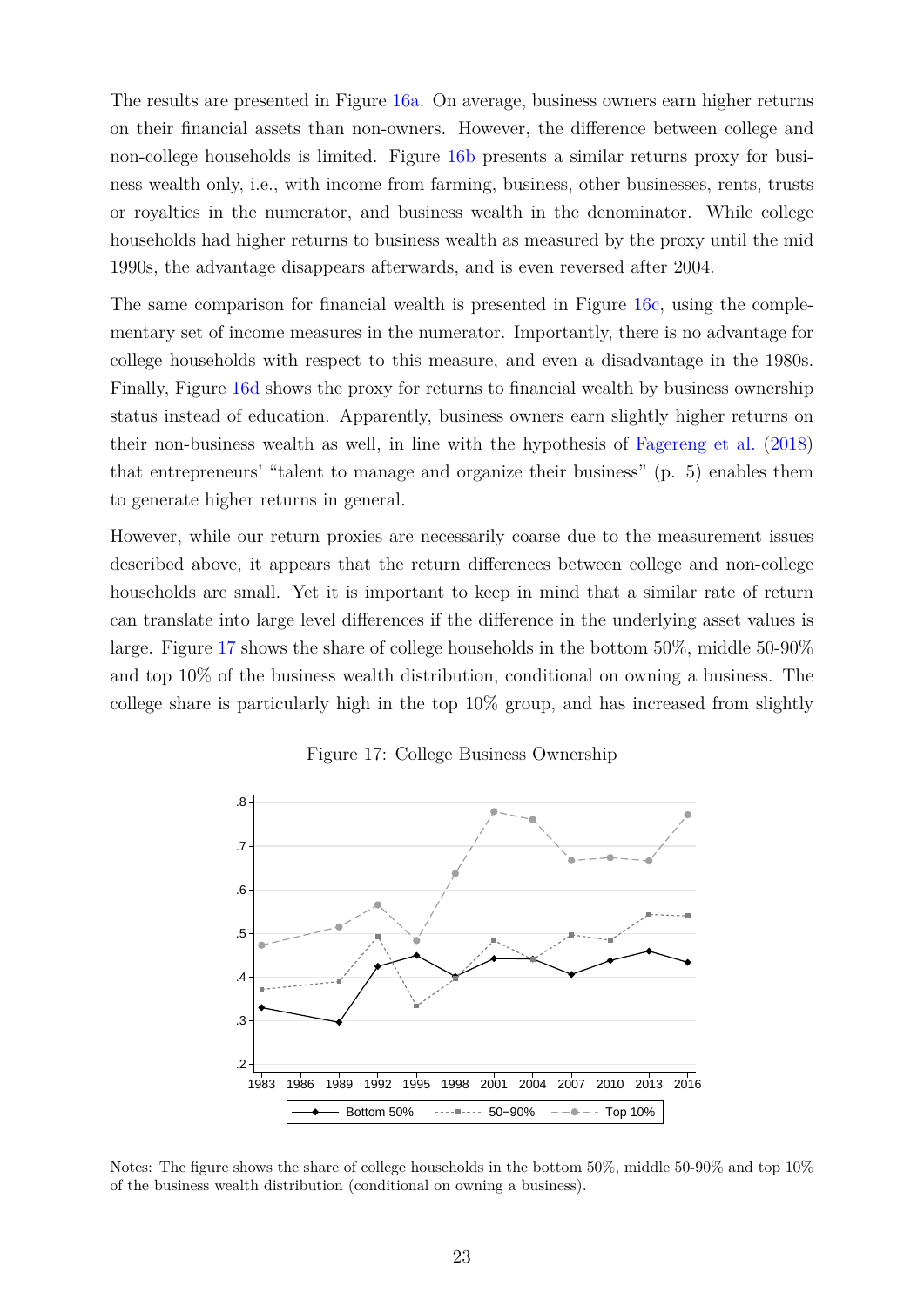The results are presented in Figure 16a. On average, business owners earn higher returns on their financial assets than non-owners. However, the difference between college and non-college households is limited. Figure 16b presents a similar returns proxy for business wealth only, i.e., with income from farming, business, other businesses, rents, trusts or royalties in the numerator, and business wealth in the denominator. While college households had higher returns to business wealth as measured by the proxy until the mid 1990s, the advantage disappears afterwards, and is even reversed after 2004.

The same comparison for financial wealth is presented in Figure 16c, using the complementary set of income measures in the numerator. Importantly, there is no advantage for college households with respect to this measure, and even a disadvantage in the 1980s. Finally, Figure 16d shows the proxy for returns to financial wealth by business ownership status instead of education. Apparently, business owners earn slightly higher returns on their non-business wealth as well, in line with the hypothesis of Fagereng et al. (2018) that entrepreneurs' "talent to manage and organize their business" (p. 5) enables them to generate higher returns in general.

However, while our return proxies are necessarily coarse due to the measurement issues described above, it appears that the return differences between college and non-college households are small. Yet it is important to keep in mind that a similar rate of return can translate into large level differences if the difference in the underlying asset values is large. Figure 17 shows the share of college households in the bottom 50%, middle 50-90% and top 10% of the business wealth distribution, conditional on owning a business. The college share is particularly high in the top 10% group, and has increased from slightly

Figure 17: College Business Ownership

Notes: The figure shows the share of college households in the bottom 50%, middle 50-90% and top 10% of the business wealth distribution (conditional on owning a business).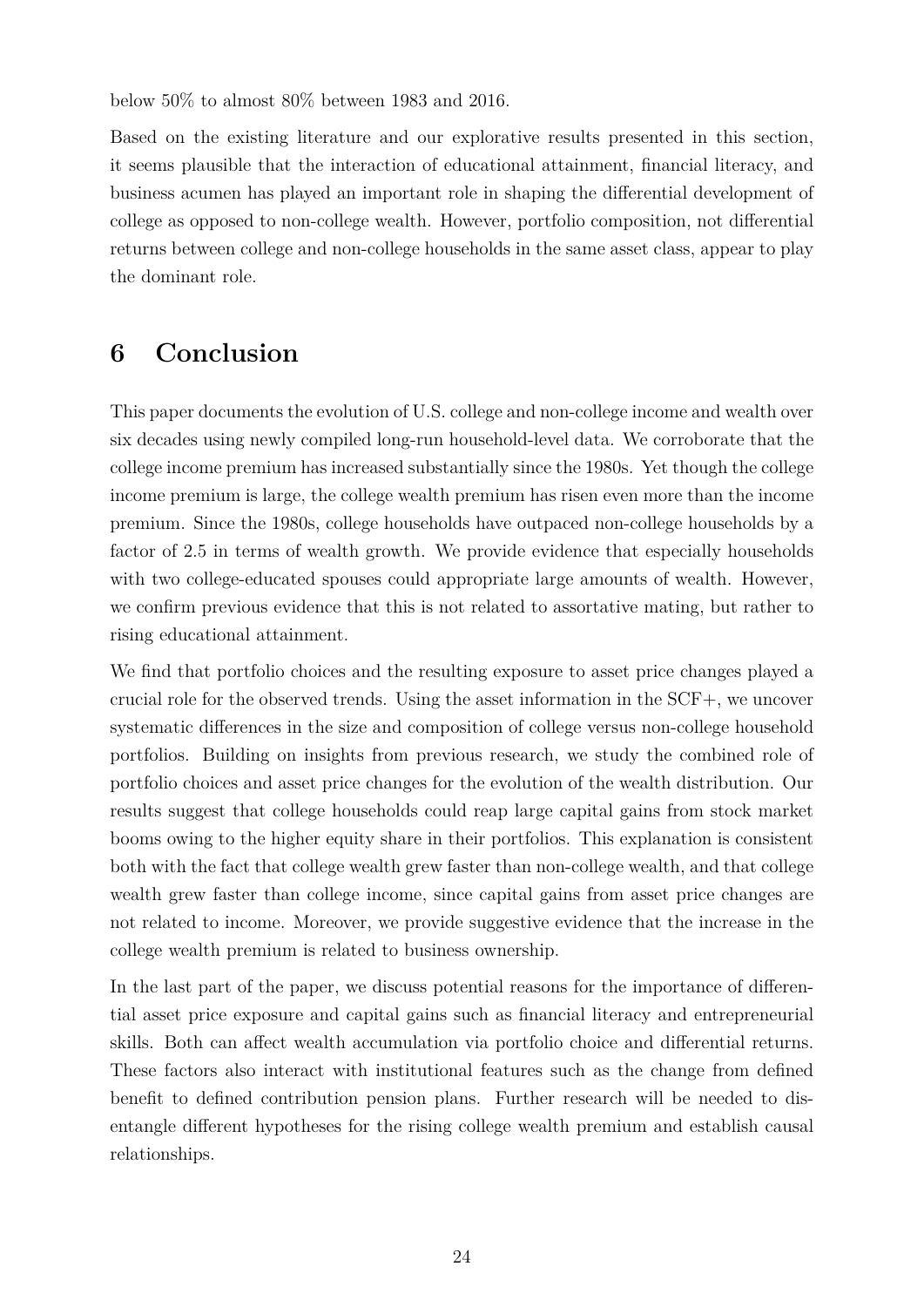below 50% to almost 80% between 1983 and 2016.

Based on the existing literature and our explorative results presented in this section, it seems plausible that the interaction of educational attainment, financial literacy, and business acumen has played an important role in shaping the differential development of college as opposed to non-college wealth. However, portfolio composition, not differential returns between college and non-college households in the same asset class, appear to play the dominant role.

# 6 Conclusion

This paper documents the evolution of U.S. college and non-college income and wealth over six decades using newly compiled long-run household-level data. We corroborate that the college income premium has increased substantially since the 1980s. Yet though the college income premium is large, the college wealth premium has risen even more than the income premium. Since the 1980s, college households have outpaced non-college households by a factor of 2.5 in terms of wealth growth. We provide evidence that especially households with two college-educated spouses could appropriate large amounts of wealth. However, we confirm previous evidence that this is not related to assortative mating, but rather to rising educational attainment.

We find that portfolio choices and the resulting exposure to asset price changes played a crucial role for the observed trends. Using the asset information in the SCF+, we uncover systematic differences in the size and composition of college versus non-college household portfolios. Building on insights from previous research, we study the combined role of portfolio choices and asset price changes for the evolution of the wealth distribution. Our results suggest that college households could reap large capital gains from stock market booms owing to the higher equity share in their portfolios. This explanation is consistent both with the fact that college wealth grew faster than non-college wealth, and that college wealth grew faster than college income, since capital gains from asset price changes are not related to income. Moreover, we provide suggestive evidence that the increase in the college wealth premium is related to business ownership.

In the last part of the paper, we discuss potential reasons for the importance of differential asset price exposure and capital gains such as financial literacy and entrepreneurial skills. Both can affect wealth accumulation via portfolio choice and differential returns. These factors also interact with institutional features such as the change from defined benefit to defined contribution pension plans. Further research will be needed to disentangle different hypotheses for the rising college wealth premium and establish causal relationships.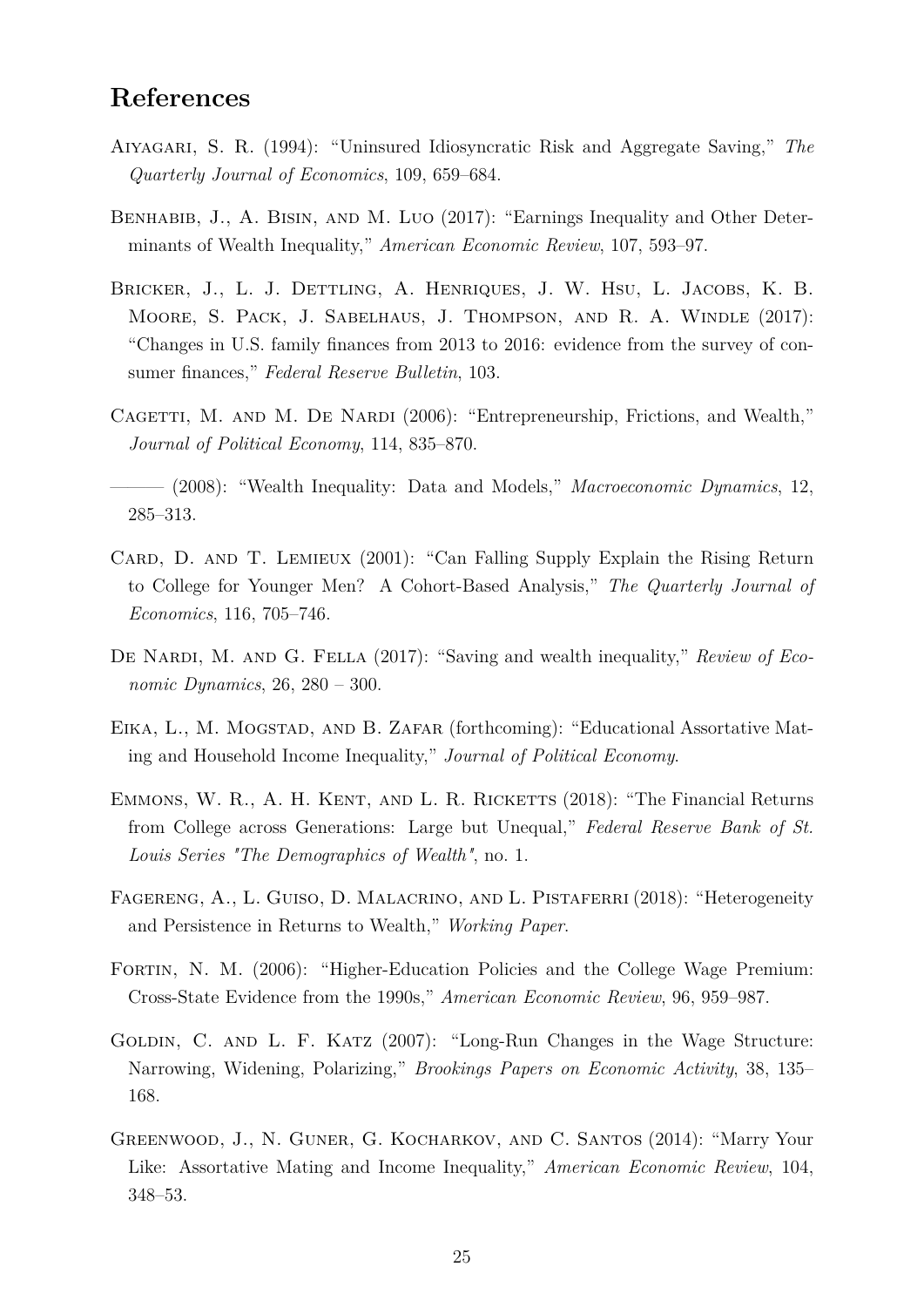## References

Aiyagari, S. R. (1994): "Uninsured Idiosyncratic Risk and Aggregate Saving," *The Quarterly Journal of Economics*, 109, 659–684.

Benhabib, J., A. Bisin, and M. Luo (2017): "Earnings Inequality and Other Determinants of Wealth Inequality," *American Economic Review*, 107, 593–97.

Bricker, J., L. J. Dettling, A. Henriques, J. W. Hsu, L. Jacobs, K. B. Moore, S. Pack, J. Sabelhaus, J. Thompson, and R. A. Windle (2017): "Changes in U.S. family finances from 2013 to 2016: evidence from the survey of consumer finances," *Federal Reserve Bulletin*, 103.

Cagetti, M. and M. De Nardi (2006): "Entrepreneurship, Frictions, and Wealth," *Journal of Political Economy*, 114, 835–870.

——— (2008): "Wealth Inequality: Data and Models," *Macroeconomic Dynamics*, 12, 285–313.

Card, D. and T. Lemieux (2001): "Can Falling Supply Explain the Rising Return to College for Younger Men? A Cohort-Based Analysis," *The Quarterly Journal of Economics*, 116, 705–746.

De Nardi, M. and G. Fella (2017): "Saving and wealth inequality," *Review of Economic Dynamics*, 26, 280 – 300.

Eika, L., M. Mogstad, and B. Zafar (forthcoming): "Educational Assortative Mating and Household Income Inequality," *Journal of Political Economy*.

Emmons, W. R., A. H. Kent, and L. R. Ricketts (2018): "The Financial Returns from College across Generations: Large but Unequal," *Federal Reserve Bank of St. Louis Series "The Demographics of Wealth"*, no. 1.

Fagereng, A., L. Guiso, D. Malacrino, and L. Pistaferri (2018): "Heterogeneity and Persistence in Returns to Wealth," *Working Paper*.

Fortin, N. M. (2006): "Higher-Education Policies and the College Wage Premium: Cross-State Evidence from the 1990s," *American Economic Review*, 96, 959–987.

Goldin, C. and L. F. Katz (2007): "Long-Run Changes in the Wage Structure: Narrowing, Widening, Polarizing," *Brookings Papers on Economic Activity*, 38, 135–168.

Greenwood, J., N. Guner, G. Kocharkov, and C. Santos (2014): "Marry Your Like: Assortative Mating and Income Inequality," *American Economic Review*, 104, 348–53.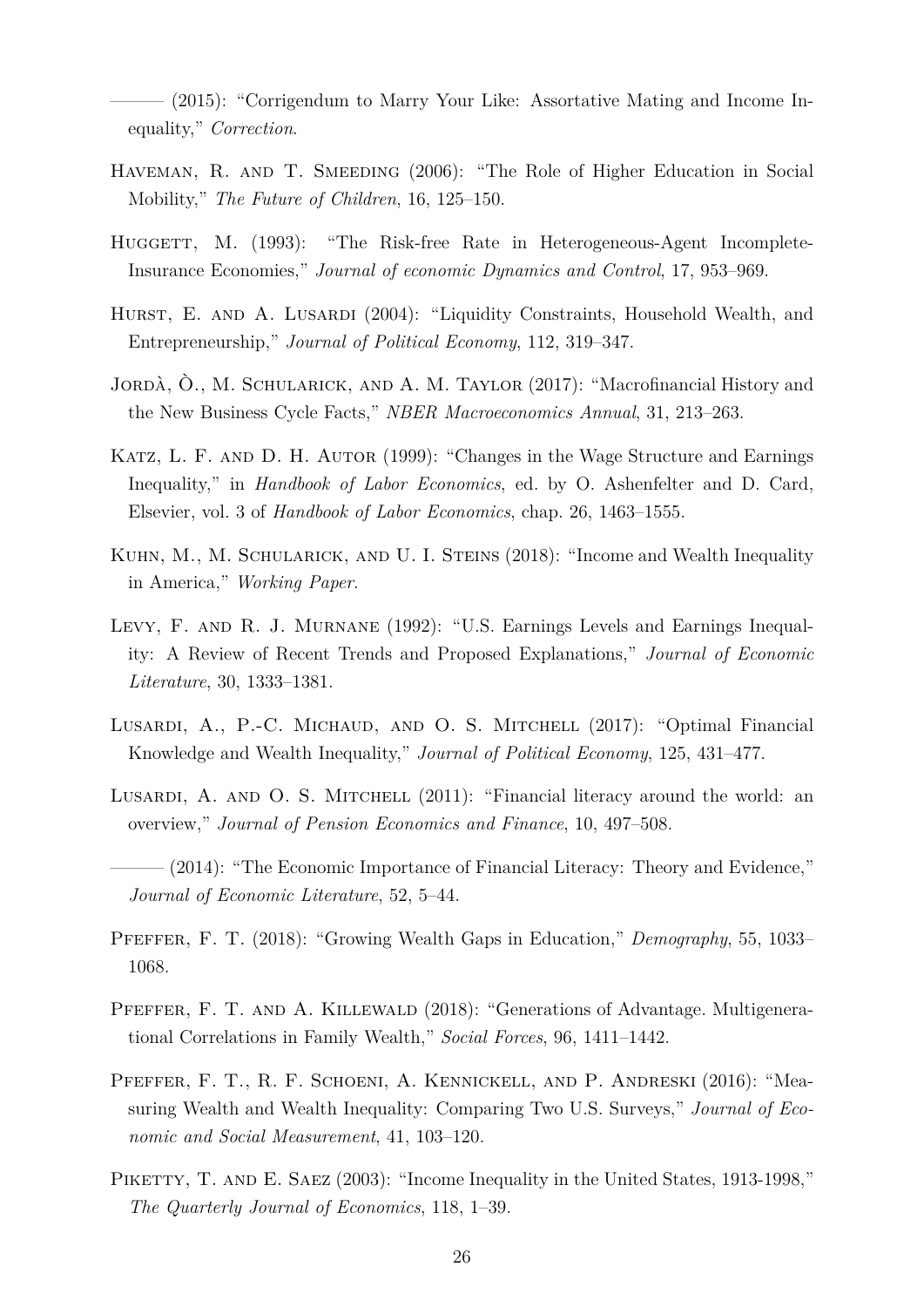——— (2015): "Corrigendum to Marry Your Like: Assortative Mating and Income Inequality," *Correction*.

Haveman, R. and T. Smeeding (2006): "The Role of Higher Education in Social Mobility," *The Future of Children*, 16, 125–150.

Huggett, M. (1993): "The Risk-free Rate in Heterogeneous-Agent Incomplete-Insurance Economies," *Journal of economic Dynamics and Control*, 17, 953–969.

Hurst, E. and A. Lusardi (2004): "Liquidity Constraints, Household Wealth, and Entrepreneurship," *Journal of Political Economy*, 112, 319–347.

Jordà, Ò., M. Schularick, and A. M. Taylor (2017): "Macrofinancial History and the New Business Cycle Facts," *NBER Macroeconomics Annual*, 31, 213–263.

Katz, L. F. and D. H. Autor (1999): "Changes in the Wage Structure and Earnings Inequality," in *Handbook of Labor Economics*, ed. by O. Ashenfelter and D. Card, Elsevier, vol. 3 of *Handbook of Labor Economics*, chap. 26, 1463–1555.

Kuhn, M., M. Schularick, and U. I. Steins (2018): "Income and Wealth Inequality in America," *Working Paper*.

Levy, F. and R. J. Murnane (1992): "U.S. Earnings Levels and Earnings Inequality: A Review of Recent Trends and Proposed Explanations," *Journal of Economic Literature*, 30, 1333–1381.

Lusardi, A., P.-C. Michaud, and O. S. Mitchell (2017): "Optimal Financial Knowledge and Wealth Inequality," *Journal of Political Economy*, 125, 431–477.

Lusardi, A. and O. S. Mitchell (2011): "Financial literacy around the world: an overview," *Journal of Pension Economics and Finance*, 10, 497–508.

——— (2014): "The Economic Importance of Financial Literacy: Theory and Evidence," *Journal of Economic Literature*, 52, 5–44.

Pfeffer, F. T. (2018): "Growing Wealth Gaps in Education," *Demography*, 55, 1033–1068.

Pfeffer, F. T. and A. Killewald (2018): "Generations of Advantage. Multigenerational Correlations in Family Wealth," *Social Forces*, 96, 1411–1442.

Pfeffer, F. T., R. F. Schoeni, A. Kennickell, and P. Andreski (2016): "Measuring Wealth and Wealth Inequality: Comparing Two U.S. Surveys," *Journal of Economic and Social Measurement*, 41, 103–120.

Piketty, T. and E. Saez (2003): "Income Inequality in the United States, 1913-1998," *The Quarterly Journal of Economics*, 118, 1–39.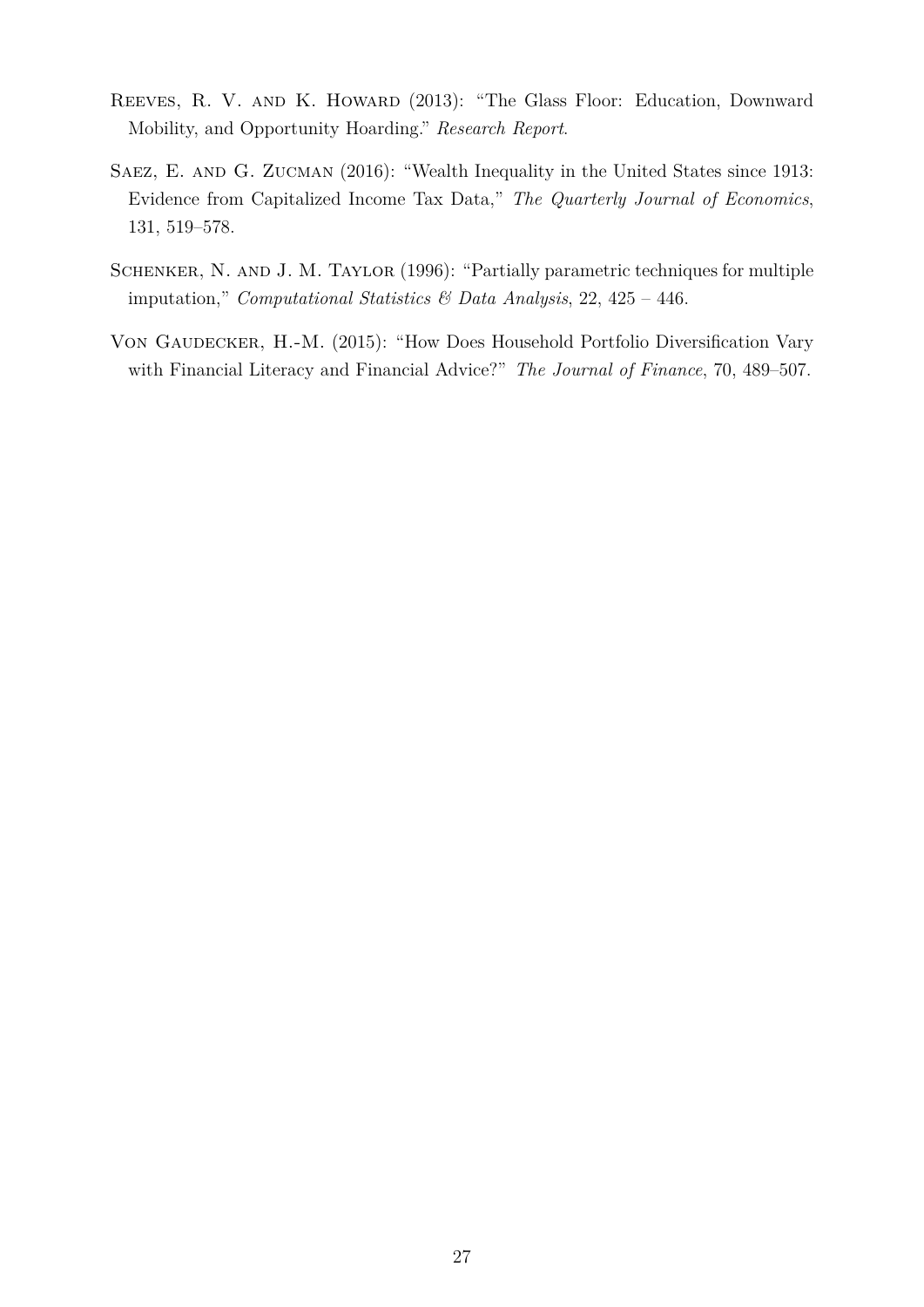Reeves, R. V. and K. Howard (2013): "The Glass Floor: Education, Downward Mobility, and Opportunity Hoarding." *Research Report*.

Saez, E. and G. Zucman (2016): "Wealth Inequality in the United States since 1913: Evidence from Capitalized Income Tax Data," *The Quarterly Journal of Economics*, 131, 519–578.

Schenker, N. and J. M. Taylor (1996): "Partially parametric techniques for multiple imputation," *Computational Statistics & Data Analysis*, 22, 425 – 446.

Von Gaudecker, H.-M. (2015): "How Does Household Portfolio Diversification Vary with Financial Literacy and Financial Advice?" *The Journal of Finance*, 70, 489–507.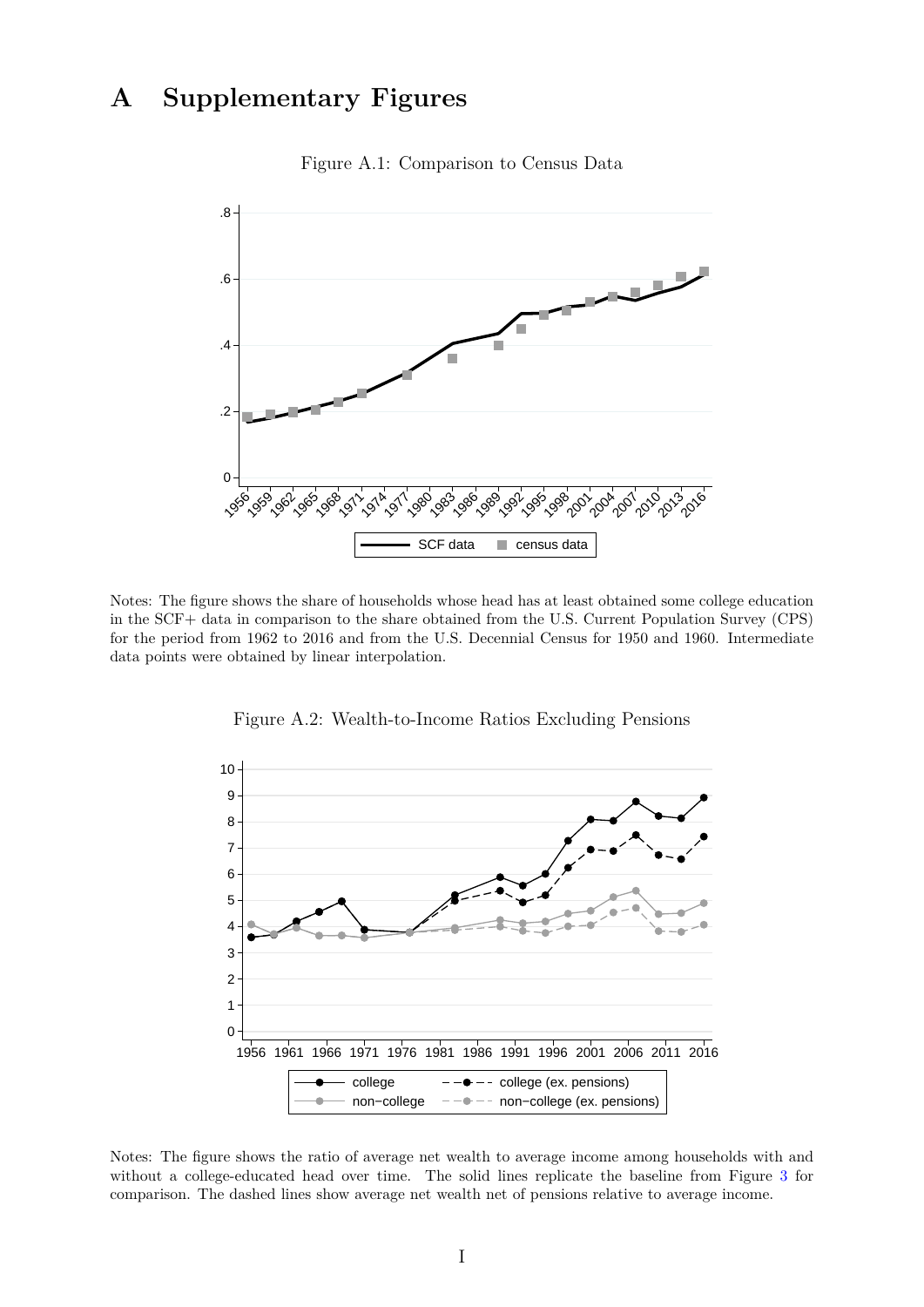# A Supplementary Figures

Figure A.1: Comparison to Census Data

Notes: The figure shows the share of households whose head has at least obtained some college education in the SCF+ data in comparison to the share obtained from the U.S. Current Population Survey (CPS) for the period from 1962 to 2016 and from the U.S. Decennial Census for 1950 and 1960. Intermediate data points were obtained by linear interpolation.

Figure A.2: Wealth-to-Income Ratios Excluding Pensions

Notes: The figure shows the ratio of average net wealth to average income among households with and without a college-educated head over time. The solid lines replicate the baseline from Figure 3 for comparison. The dashed lines show average net wealth net of pensions relative to average income.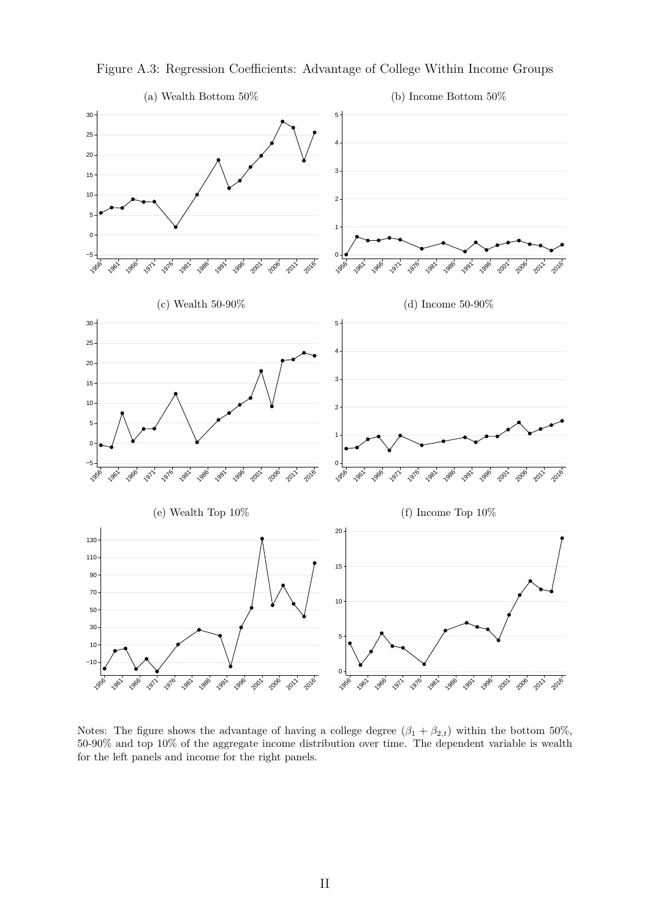Figure A.3: Regression Coefficients: Advantage of College Within Income Groups

(a) Wealth Bottom 50%

(b) Income Bottom 50%

(c) Wealth 50-90%

(d) Income 50-90%

(e) Wealth Top 10%

(f) Income Top 10%

Notes: The figure shows the advantage of having a college degree ($\beta_1 + \beta_{2,t}$) within the bottom 50%, 50-90% and top 10% of the aggregate income distribution over time. The dependent variable is wealth for the left panels and income for the right panels.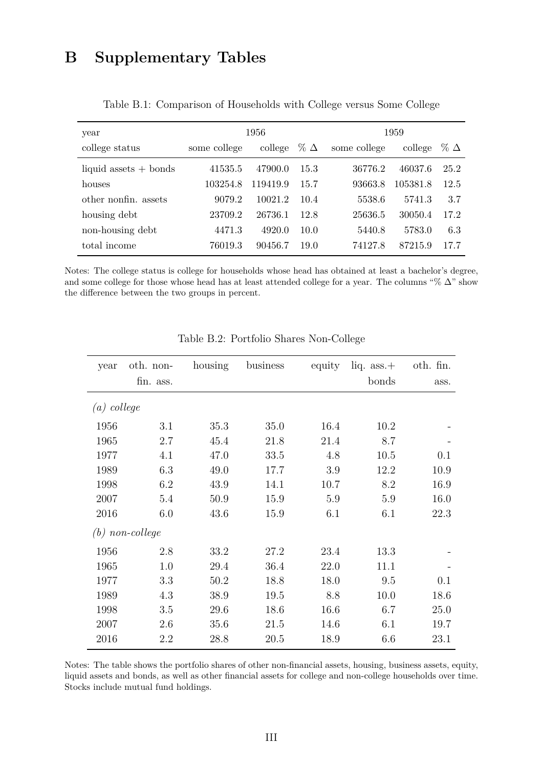# B Supplementary Tables

Table B.1: Comparison of Households with College versus Some College

| year | 1956 | | | 1959 | | |
|---|---|---|---|---|---|---|
| college status | some college | college | % Δ | some college | college | % Δ |
| liquid assets + bonds | 41535.5 | 47900.0 | 15.3 | 36776.2 | 46037.6 | 25.2 |
| houses | 103254.8 | 119419.9 | 15.7 | 93663.8 | 105381.8 | 12.5 |
| other nonfin. assets | 9079.2 | 10021.2 | 10.4 | 5538.6 | 5741.3 | 3.7 |
| housing debt | 23709.2 | 26736.1 | 12.8 | 25636.5 | 30050.4 | 17.2 |
| non-housing debt | 4471.3 | 4920.0 | 10.0 | 5440.8 | 5783.0 | 6.3 |
| total income | 76019.3 | 90456.7 | 19.0 | 74127.8 | 87215.9 | 17.7 |

Notes: The college status is college for households whose head has obtained at least a bachelor's degree, and some college for those whose head has at least attended college for a year. The columns "% Δ" show the difference between the two groups in percent.

Table B.2: Portfolio Shares Non-College

| year | oth. non-fin. ass. | housing | business | equity | liq. ass.+ bonds | oth. fin. ass. |
|---|---|---|---|---|---|---|
| *(a) college* | | | | | | |
| 1956 | 3.1 | 35.3 | 35.0 | 16.4 | 10.2 | - |
| 1965 | 2.7 | 45.4 | 21.8 | 21.4 | 8.7 | - |
| 1977 | 4.1 | 47.0 | 33.5 | 4.8 | 10.5 | 0.1 |
| 1989 | 6.3 | 49.0 | 17.7 | 3.9 | 12.2 | 10.9 |
| 1998 | 6.2 | 43.9 | 14.1 | 10.7 | 8.2 | 16.9 |
| 2007 | 5.4 | 50.9 | 15.9 | 5.9 | 5.9 | 16.0 |
| 2016 | 6.0 | 43.6 | 15.9 | 6.1 | 6.1 | 22.3 |
| *(b) non-college* | | | | | | |
| 1956 | 2.8 | 33.2 | 27.2 | 23.4 | 13.3 | - |
| 1965 | 1.0 | 29.4 | 36.4 | 22.0 | 11.1 | - |
| 1977 | 3.3 | 50.2 | 18.8 | 18.0 | 9.5 | 0.1 |
| 1989 | 4.3 | 38.9 | 19.5 | 8.8 | 10.0 | 18.6 |
| 1998 | 3.5 | 29.6 | 18.6 | 16.6 | 6.7 | 25.0 |
| 2007 | 2.6 | 35.6 | 21.5 | 14.6 | 6.1 | 19.7 |
| 2016 | 2.2 | 28.8 | 20.5 | 18.9 | 6.6 | 23.1 |

Notes: The table shows the portfolio shares of other non-financial assets, housing, business assets, equity, liquid assets and bonds, as well as other financial assets for college and non-college households over time. Stocks include mutual fund holdings.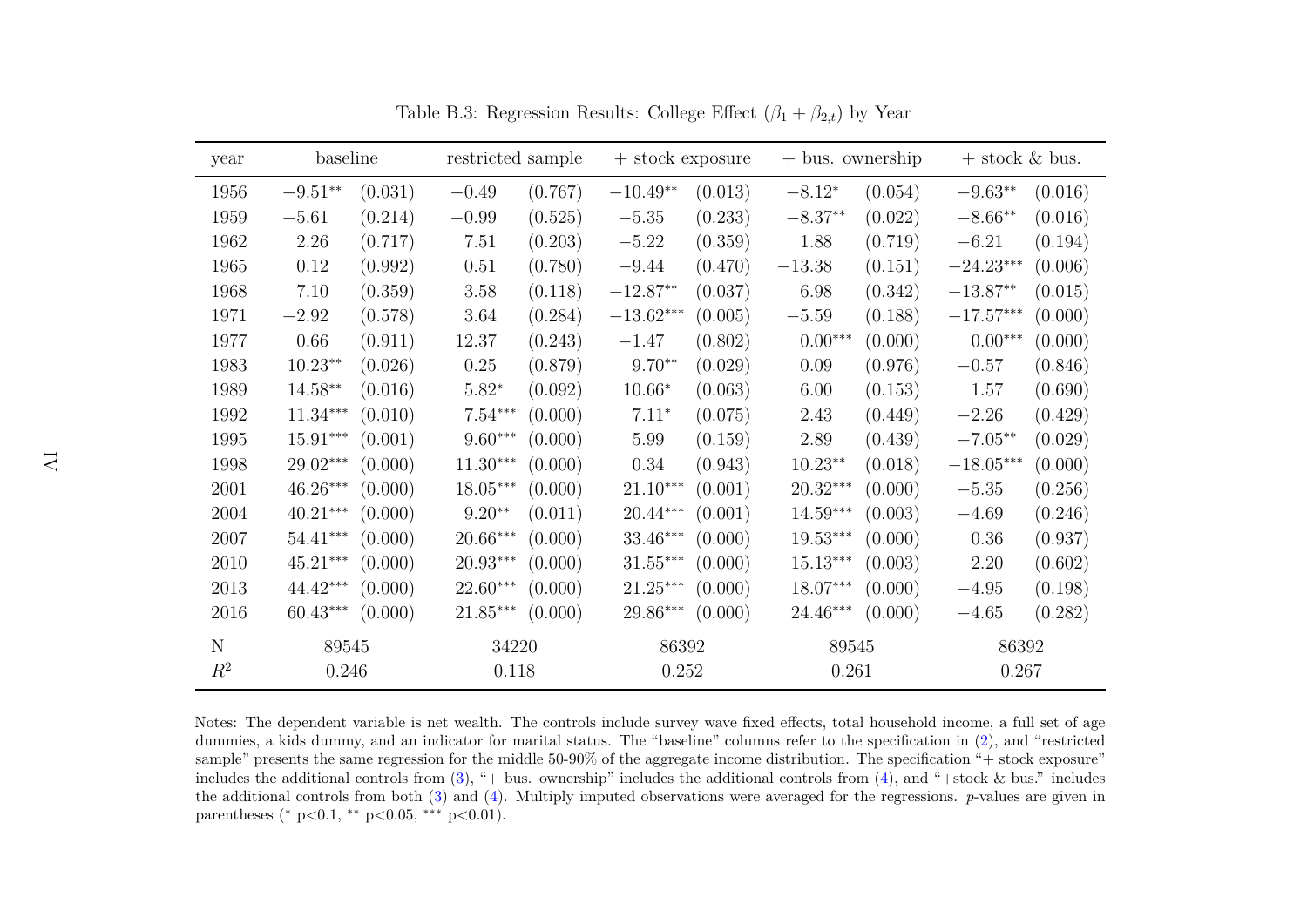Table B.3: Regression Results: College Effect ($\beta_1 + \beta_{2,t}$) by Year

| year | baseline | | restricted sample | | + stock exposure | | + bus. ownership | | + stock & bus. | |
|---|---|---|---|---|---|---|---|---|---|---|
| 1956 | $-9.51^{**}$ | (0.031) | $-0.49$ | (0.767) | $-10.49^{**}$ | (0.013) | $-8.12^{*}$ | (0.054) | $-9.63^{**}$ | (0.016) |
| 1959 | $-5.61$ | (0.214) | $-0.99$ | (0.525) | $-5.35$ | (0.233) | $-8.37^{**}$ | (0.022) | $-8.66^{**}$ | (0.016) |
| 1962 | 2.26 | (0.717) | 7.51 | (0.203) | $-5.22$ | (0.359) | 1.88 | (0.719) | $-6.21$ | (0.194) |
| 1965 | 0.12 | (0.992) | 0.51 | (0.780) | $-9.44$ | (0.470) | $-13.38$ | (0.151) | $-24.23^{***}$ | (0.006) |
| 1968 | 7.10 | (0.359) | 3.58 | (0.118) | $-12.87^{**}$ | (0.037) | 6.98 | (0.342) | $-13.87^{**}$ | (0.015) |
| 1971 | $-2.92$ | (0.578) | 3.64 | (0.284) | $-13.62^{***}$ | (0.005) | $-5.59$ | (0.188) | $-17.57^{***}$ | (0.000) |
| 1977 | 0.66 | (0.911) | 12.37 | (0.243) | $-1.47$ | (0.802) | $0.00^{***}$ | (0.000) | $0.00^{***}$ | (0.000) |
| 1983 | $10.23^{**}$ | (0.026) | 0.25 | (0.879) | $9.70^{**}$ | (0.029) | 0.09 | (0.976) | $-0.57$ | (0.846) |
| 1989 | $14.58^{**}$ | (0.016) | $5.82^{*}$ | (0.092) | $10.66^{*}$ | (0.063) | 6.00 | (0.153) | 1.57 | (0.690) |
| 1992 | $11.34^{***}$ | (0.010) | $7.54^{***}$ | (0.000) | $7.11^{*}$ | (0.075) | 2.43 | (0.449) | $-2.26$ | (0.429) |
| 1995 | $15.91^{***}$ | (0.001) | $9.60^{***}$ | (0.000) | 5.99 | (0.159) | 2.89 | (0.439) | $-7.05^{**}$ | (0.029) |
| 1998 | $29.02^{***}$ | (0.000) | $11.30^{***}$ | (0.000) | 0.34 | (0.943) | $10.23^{**}$ | (0.018) | $-18.05^{***}$ | (0.000) |
| 2001 | $46.26^{***}$ | (0.000) | $18.05^{***}$ | (0.000) | $21.10^{***}$ | (0.001) | $20.32^{***}$ | (0.000) | $-5.35$ | (0.256) |
| 2004 | $40.21^{***}$ | (0.000) | $9.20^{**}$ | (0.011) | $20.44^{***}$ | (0.001) | $14.59^{***}$ | (0.003) | $-4.69$ | (0.246) |
| 2007 | $54.41^{***}$ | (0.000) | $20.66^{***}$ | (0.000) | $33.46^{***}$ | (0.000) | $19.53^{***}$ | (0.000) | 0.36 | (0.937) |
| 2010 | $45.21^{***}$ | (0.000) | $20.93^{***}$ | (0.000) | $31.55^{***}$ | (0.000) | $15.13^{***}$ | (0.003) | 2.20 | (0.602) |
| 2013 | $44.42^{***}$ | (0.000) | $22.60^{***}$ | (0.000) | $21.25^{***}$ | (0.000) | $18.07^{***}$ | (0.000) | $-4.95$ | (0.198) |
| 2016 | $60.43^{***}$ | (0.000) | $21.85^{***}$ | (0.000) | $29.86^{***}$ | (0.000) | $24.46^{***}$ | (0.000) | $-4.65$ | (0.282) |
| N | 89545 | | 34220 | | 86392 | | 89545 | | 86392 | |
| $R^2$ | 0.246 | | 0.118 | | 0.252 | | 0.261 | | 0.267 | |

Notes: The dependent variable is net wealth. The controls include survey wave fixed effects, total household income, a full set of age dummies, a kids dummy, and an indicator for marital status. The "baseline" columns refer to the specification in (2), and "restricted sample" presents the same regression for the middle 50-90% of the aggregate income distribution. The specification "+ stock exposure" includes the additional controls from (3), "+ bus. ownership" includes the additional controls from (4), and "+stock & bus." includes the additional controls from both (3) and (4). Multiply imputed observations were averaged for the regressions. *p*-values are given in parentheses ($^{*}$ p<0.1, $^{**}$ p<0.05, $^{***}$ p<0.01).